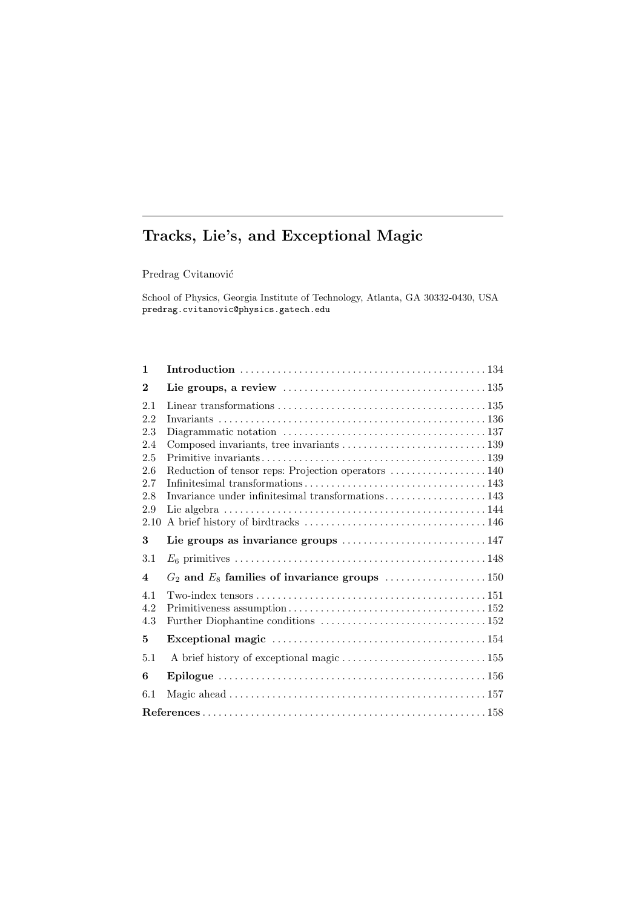# Tracks, Lie's, and Exceptional Magic

Predrag Cvitanović

School of Physics, Georgia Institute of Technology, Atlanta, GA 30332-0430, USA
predrag.cvitanovic@physics.gatech.edu

| | | |
|---|---|---|
| **1** | **Introduction** | 134 |
| **2** | **Lie groups, a review** | 135 |
| 2.1 | Linear transformations | 135 |
| 2.2 | Invariants | 136 |
| 2.3 | Diagrammatic notation | 137 |
| 2.4 | Composed invariants, tree invariants | 139 |
| 2.5 | Primitive invariants | 139 |
| 2.6 | Reduction of tensor reps: Projection operators | 140 |
| 2.7 | Infinitesimal transformations | 143 |
| 2.8 | Invariance under infinitesimal transformations | 143 |
| 2.9 | Lie algebra | 144 |
| 2.10 | A brief history of birdtracks | 146 |
| **3** | **Lie groups as invariance groups** | 147 |
| 3.1 | $E_6$ primitives | 148 |
| **4** | **$G_2$ and $E_8$ families of invariance groups** | 150 |
| 4.1 | Two-index tensors | 151 |
| 4.2 | Primitiveness assumption | 152 |
| 4.3 | Further Diophantine conditions | 152 |
| **5** | **Exceptional magic** | 154 |
| 5.1 | A brief history of exceptional magic | 155 |
| **6** | **Epilogue** | 156 |
| 6.1 | Magic ahead | 157 |
| | **References** | 158 |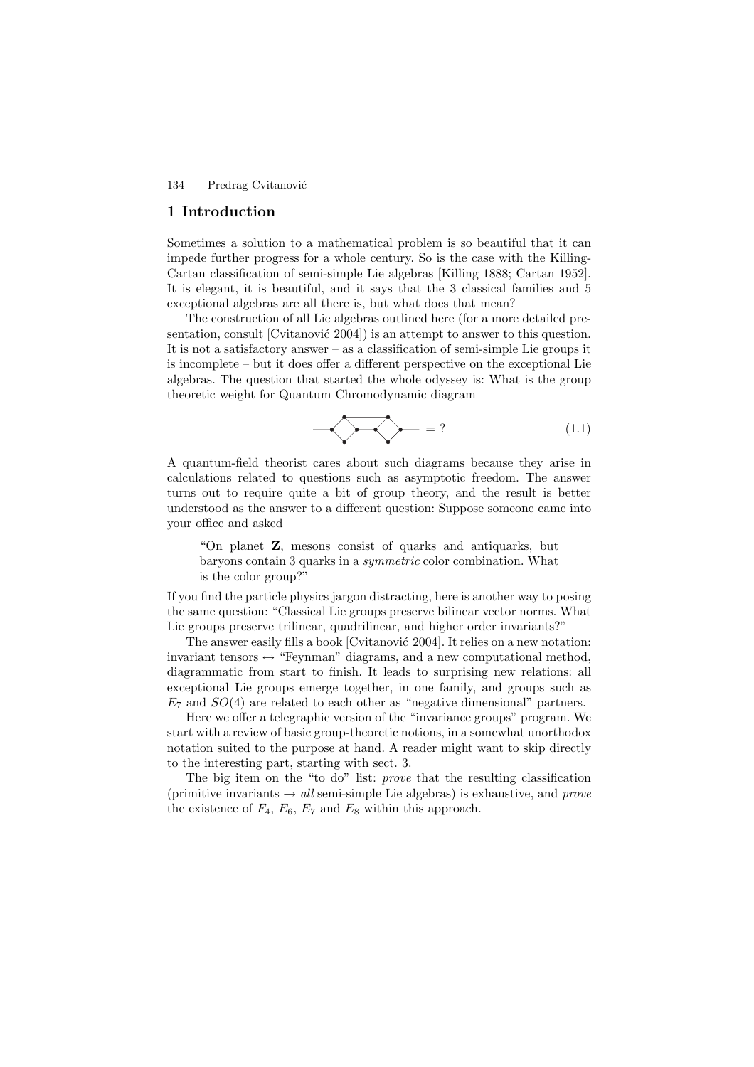## 1 Introduction

Sometimes a solution to a mathematical problem is so beautiful that it can impede further progress for a whole century. So is the case with the Killing-Cartan classification of semi-simple Lie algebras [Killing 1888; Cartan 1952]. It is elegant, it is beautiful, and it says that the 3 classical families and 5 exceptional algebras are all there is, but what does that mean?

The construction of all Lie algebras outlined here (for a more detailed presentation, consult [Cvitanović 2004]) is an attempt to answer to this question. It is not a satisfactory answer – as a classification of semi-simple Lie groups it is incomplete – but it does offer a different perspective on the exceptional Lie algebras. The question that started the whole odyssey is: What is the group theoretic weight for Quantum Chromodynamic diagram

$$= ? \tag{1.1}$$

A quantum-field theorist cares about such diagrams because they arise in calculations related to questions such as asymptotic freedom. The answer turns out to require quite a bit of group theory, and the result is better understood as the answer to a different question: Suppose someone came into your office and asked

> "On planet **Z**, mesons consist of quarks and antiquarks, but baryons contain 3 quarks in a *symmetric* color combination. What is the color group?"

If you find the particle physics jargon distracting, here is another way to posing the same question: "Classical Lie groups preserve bilinear vector norms. What Lie groups preserve trilinear, quadrilinear, and higher order invariants?"

The answer easily fills a book [Cvitanović 2004]. It relies on a new notation: invariant tensors ↔ "Feynman" diagrams, and a new computational method, diagrammatic from start to finish. It leads to surprising new relations: all exceptional Lie groups emerge together, in one family, and groups such as $E_7$ and $SO(4)$ are related to each other as "negative dimensional" partners.

Here we offer a telegraphic version of the "invariance groups" program. We start with a review of basic group-theoretic notions, in a somewhat unorthodox notation suited to the purpose at hand. A reader might want to skip directly to the interesting part, starting with sect. 3.

The big item on the "to do" list: *prove* that the resulting classification (primitive invariants → *all* semi-simple Lie algebras) is exhaustive, and *prove* the existence of $F_4$, $E_6$, $E_7$ and $E_8$ within this approach.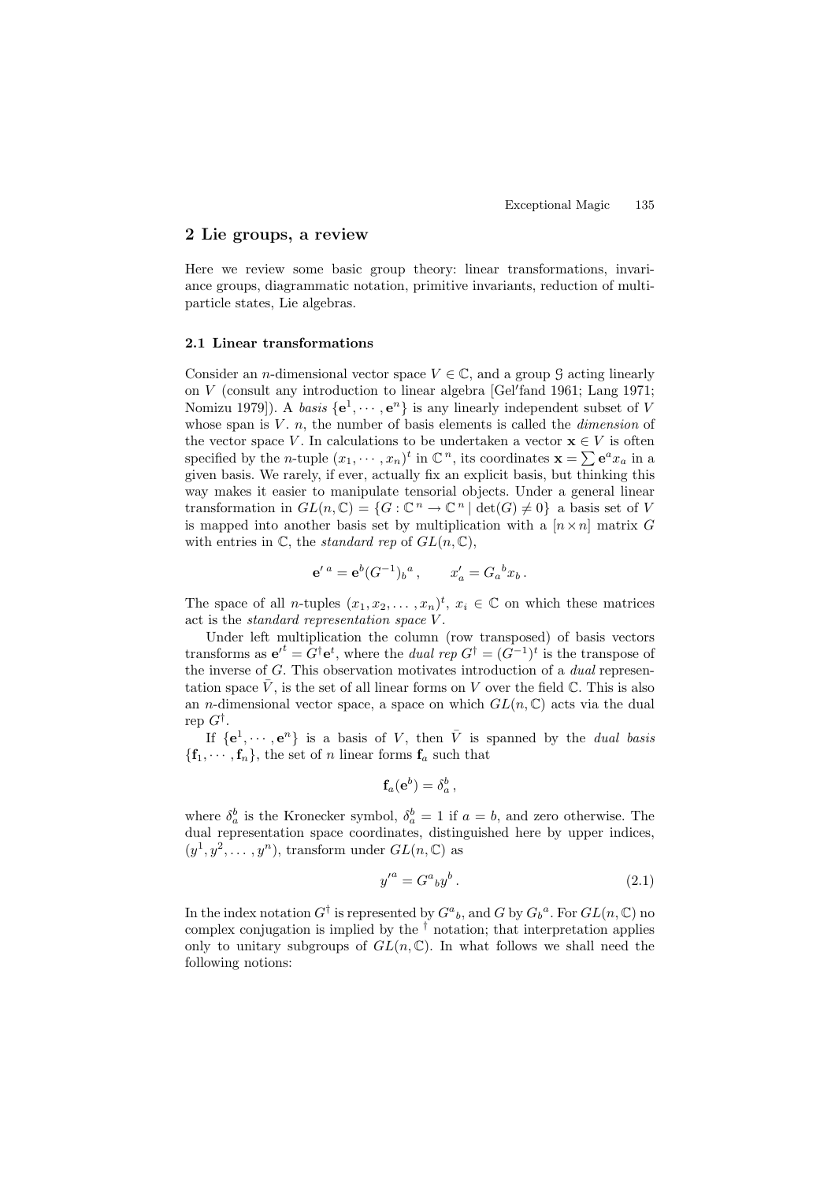## 2 Lie groups, a review

Here we review some basic group theory: linear transformations, invariance groups, diagrammatic notation, primitive invariants, reduction of multiparticle states, Lie algebras.

### 2.1 Linear transformations

Consider an $n$-dimensional vector space $V \in \mathbb{C}$, and a group $\mathcal{G}$ acting linearly on $V$ (consult any introduction to linear algebra [Gel′fand 1961; Lang 1971; Nomizu 1979]). A *basis* $\{\mathbf{e}^1, \cdots, \mathbf{e}^n\}$ is any linearly independent subset of $V$ whose span is $V$. $n$, the number of basis elements is called the *dimension* of the vector space $V$. In calculations to be undertaken a vector $\mathbf{x} \in V$ is often specified by the $n$-tuple $(x_1, \cdots, x_n)^t$ in $\mathbb{C}^n$, its coordinates $\mathbf{x} = \sum \mathbf{e}^a x_a$ in a given basis. We rarely, if ever, actually fix an explicit basis, but thinking this way makes it easier to manipulate tensorial objects. Under a general linear transformation in $GL(n, \mathbb{C}) = \{G : \mathbb{C}^n \to \mathbb{C}^n \mid \det(G) \neq 0\}$ a basis set of $V$ is mapped into another basis set by multiplication with a $[n \times n]$ matrix $G$ with entries in $\mathbb{C}$, the *standard rep* of $GL(n, \mathbb{C})$,

$$\mathbf{e}'^{\,a} = \mathbf{e}^b (G^{-1})_b{}^a \,, \qquad x'_a = G_a{}^b x_b \,.$$

The space of all $n$-tuples $(x_1, x_2, \ldots, x_n)^t$, $x_i \in \mathbb{C}$ on which these matrices act is the *standard representation space* $V$.

Under left multiplication the column (row transposed) of basis vectors transforms as $\mathbf{e}'^t = G^\dagger \mathbf{e}^t$, where the *dual rep* $G^\dagger = (G^{-1})^t$ is the transpose of the inverse of $G$. This observation motivates introduction of a *dual* representation space $\bar{V}$, is the set of all linear forms on $V$ over the field $\mathbb{C}$. This is also an $n$-dimensional vector space, a space on which $GL(n, \mathbb{C})$ acts via the dual rep $G^\dagger$.

If $\{\mathbf{e}^1, \cdots, \mathbf{e}^n\}$ is a basis of $V$, then $\bar{V}$ is spanned by the *dual basis* $\{\mathbf{f}_1, \cdots, \mathbf{f}_n\}$, the set of $n$ linear forms $\mathbf{f}_a$ such that

$$\mathbf{f}_a(\mathbf{e}^b) = \delta_a^b \,,$$

where $\delta_a^b$ is the Kronecker symbol, $\delta_a^b = 1$ if $a = b$, and zero otherwise. The dual representation space coordinates, distinguished here by upper indices, $(y^1, y^2, \ldots, y^n)$, transform under $GL(n, \mathbb{C})$ as

$$y'^a = G^a{}_b y^b \,. \tag{2.1}$$

In the index notation $G^\dagger$ is represented by $G^a{}_b$, and $G$ by $G_b{}^a$. For $GL(n, \mathbb{C})$ no complex conjugation is implied by the $^\dagger$ notation; that interpretation applies only to unitary subgroups of $GL(n, \mathbb{C})$. In what follows we shall need the following notions: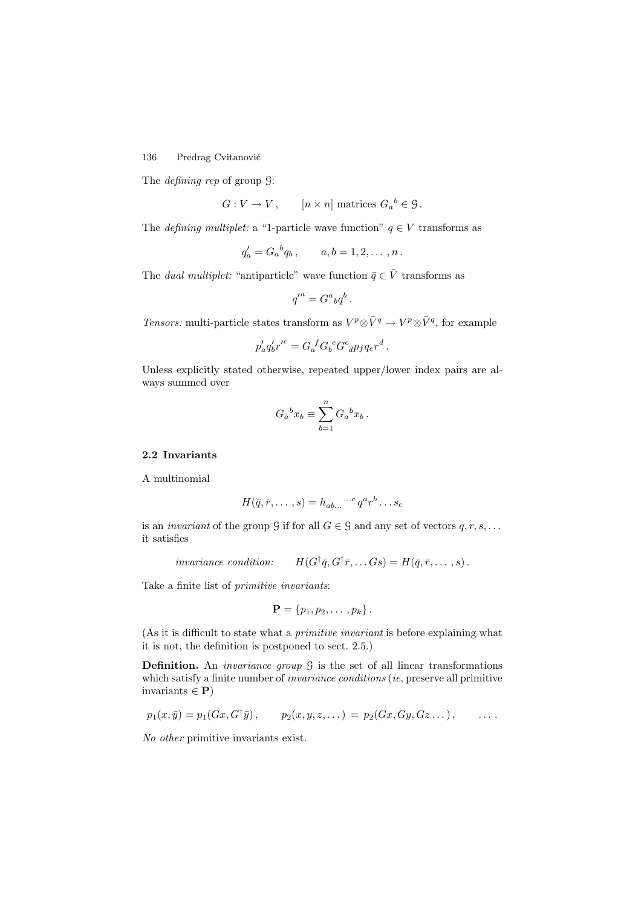The *defining rep* of group $\mathcal{G}$:

$$G : V \to V \,, \qquad [n \times n] \text{ matrices } G_a{}^b \in \mathcal{G} \,.$$

The *defining multiplet:* a "1-particle wave function" $q \in V$ transforms as

$$q'_a = G_a{}^b q_b \,, \qquad a, b = 1, 2, \dots, n \,.$$

The *dual multiplet:* "antiparticle" wave function $\bar{q} \in \bar{V}$ transforms as

$$q'^a = G^a{}_b q^b \,.$$

*Tensors:* multi-particle states transform as $V^p \otimes \bar{V}^q \to V^p \otimes \bar{V}^q$, for example

$$p'_a q'_b r'^c = G_a{}^f G_b{}^e G^c{}_d p_f q_e r^d \,.$$

Unless explicitly stated otherwise, repeated upper/lower index pairs are always summed over

$$G_a{}^b x_b \equiv \sum_{b=1}^{n} G_a{}^b x_b \,.$$

### 2.2 Invariants

A multinomial

$$H(\bar{q}, \bar{r}, \dots, s) = h_{ab\dots}{}^{\dots c} q^a r^b \dots s_c$$

is an *invariant* of the group $\mathcal{G}$ if for all $G \in \mathcal{G}$ and any set of vectors $q, r, s, \dots$ it satisfies

$$\textit{invariance condition:} \qquad H(G^\dagger \bar{q}, G^\dagger \bar{r}, \dots G s) = H(\bar{q}, \bar{r}, \dots, s) \,.$$

Take a finite list of *primitive invariants*:

$$\mathbf{P} = \{p_1, p_2, \dots, p_k\} \,.$$

(As it is difficult to state what a *primitive invariant* is before explaining what it is not, the definition is postponed to sect. 2.5.)

**Definition.** An *invariance group* $\mathcal{G}$ is the set of all linear transformations which satisfy a finite number of *invariance conditions* (*ie*, preserve all primitive invariants $\in \mathbf{P}$)

$$p_1(x, \bar{y}) = p_1(Gx, G^\dagger \bar{y}) \,, \qquad p_2(x, y, z, \dots) = p_2(Gx, Gy, Gz \dots) \,, \qquad \dots \,.$$

*No other* primitive invariants exist.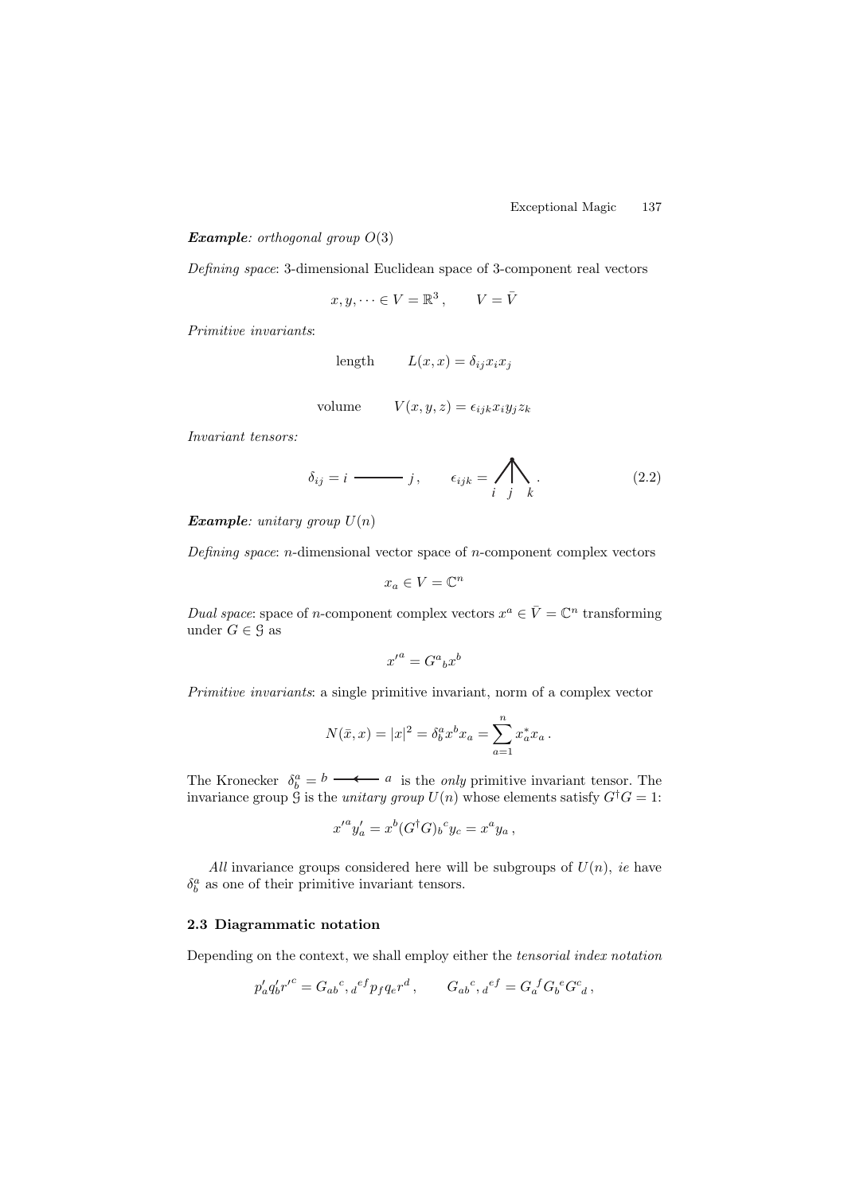***Example**: orthogonal group $O(3)$*

*Defining space*: 3-dimensional Euclidean space of 3-component real vectors

$$x, y, \cdots \in V = \mathbb{R}^3 , \qquad V = \bar{V}$$

*Primitive invariants*:

$$\text{length} \qquad L(x, x) = \delta_{ij} x_i x_j$$

$$\text{volume} \qquad V(x, y, z) = \epsilon_{ijk} x_i y_j z_k$$

*Invariant tensors:*

$$\delta_{ij} = i \;\text{———}\; j\,, \qquad \epsilon_{ijk} = \underset{i \;\; j \;\; k}{\bigwedge\!\!\!|} \; . \tag{2.2}$$

***Example**: unitary group $U(n)$*

*Defining space*: $n$-dimensional vector space of $n$-component complex vectors

$$x_a \in V = \mathbb{C}^n$$

*Dual space*: space of $n$-component complex vectors $x^a \in \bar{V} = \mathbb{C}^n$ transforming under $G \in \mathcal{G}$ as

$$x'^a = G^a{}_b x^b$$

*Primitive invariants*: a single primitive invariant, norm of a complex vector

$$N(\bar{x}, x) = |x|^2 = \delta^a_b x^b x_a = \sum_{a=1}^{n} x^*_a x_a \, .$$

The Kronecker $\delta^a_b = b \longleftarrow a$ is the *only* primitive invariant tensor. The invariance group $\mathcal{G}$ is the *unitary group* $U(n)$ whose elements satisfy $G^\dagger G = 1$:

$$x'^a y'_a = x^b (G^\dagger G)_b{}^c y_c = x^a y_a \, ,$$

*All* invariance groups considered here will be subgroups of $U(n)$, *ie* have $\delta^a_b$ as one of their primitive invariant tensors.

### 2.3 Diagrammatic notation

Depending on the context, we shall employ either the *tensorial index notation*

$$p'_a q'_b r'^c = G_{ab}{}^c{}_{,d}{}^{ef} p_f q_e r^d \, , \qquad G_{ab}{}^c{}_{,d}{}^{ef} = G_a{}^f G_b{}^e G^c{}_d \, ,$$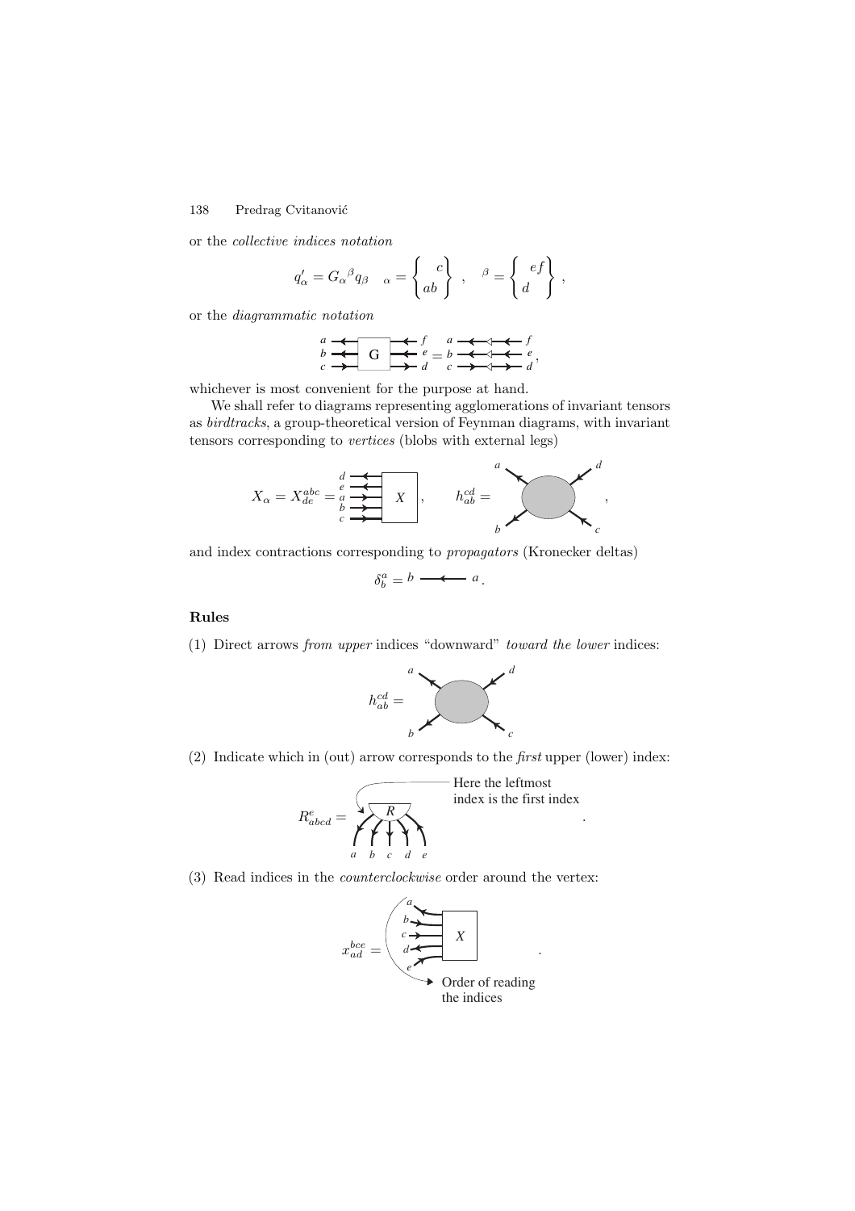or the *collective indices notation*

$$q'_\alpha = G_\alpha{}^\beta q_\beta \quad {}_\alpha = \left\{ \begin{matrix} c \\ ab \end{matrix} \right\} \,, \quad {}^\beta = \left\{ \begin{matrix} ef \\ d \end{matrix} \right\} \,,$$

or the *diagrammatic notation*

whichever is most convenient for the purpose at hand.

We shall refer to diagrams representing agglomerations of invariant tensors as *birdtracks*, a group-theoretical version of Feynman diagrams, with invariant tensors corresponding to *vertices* (blobs with external legs)

$$X_\alpha = X^{abc}_{de} = \,, \qquad h^{cd}_{ab} = \,,$$

and index contractions corresponding to *propagators* (Kronecker deltas)

$$\delta^a_b = b \longleftarrow a \,.$$

**Rules**

(1) Direct arrows *from upper* indices "downward" *toward the lower* indices:

$$h^{cd}_{ab} =$$

(2) Indicate which in (out) arrow corresponds to the *first* upper (lower) index:

$$R^e_{abcd} = \,.$$

Here the leftmost index is the first index

(3) Read indices in the *counterclockwise* order around the vertex:

$$x^{bce}_{ad} = \,.$$

Order of reading the indices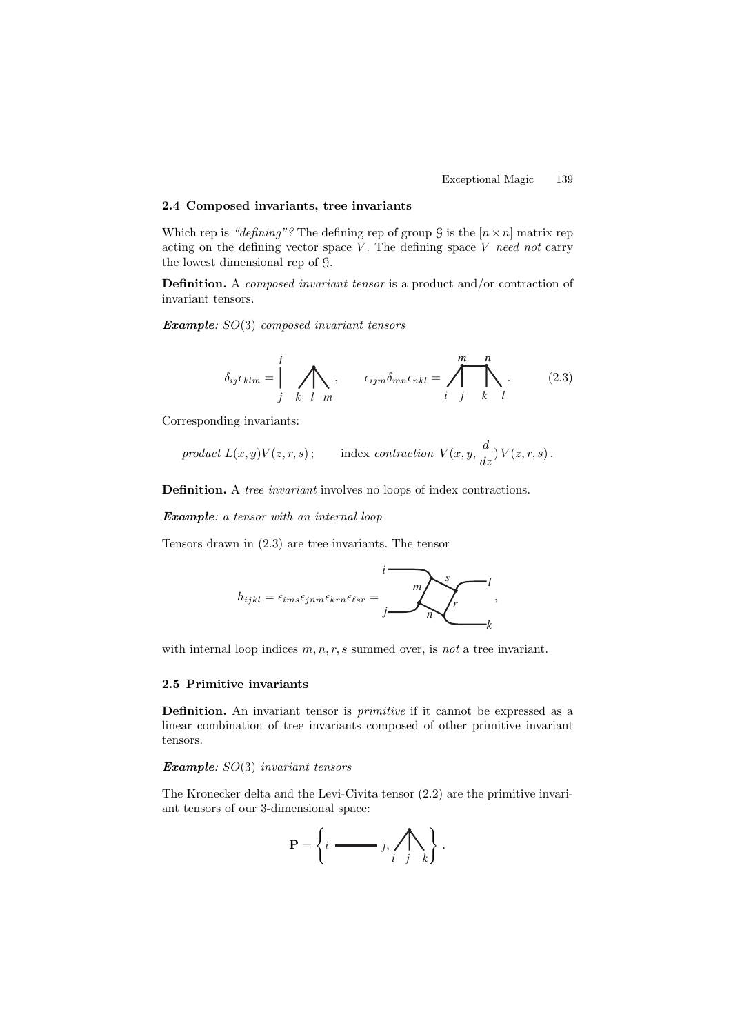### 2.4 Composed invariants, tree invariants

Which rep is *"defining"?* The defining rep of group $\mathcal{G}$ is the $[n \times n]$ matrix rep acting on the defining vector space $V$. The defining space $V$ *need not* carry the lowest dimensional rep of $\mathcal{G}$.

**Definition.** A *composed invariant tensor* is a product and/or contraction of invariant tensors.

***Example****: $SO(3)$ composed invariant tensors*

$$\delta_{ij}\epsilon_{klm} = \quad , \qquad \epsilon_{ijm}\delta_{mn}\epsilon_{nkl} = \quad . \tag{2.3}$$

Corresponding invariants:

$$\textit{product } L(x,y)V(z,r,s)\,; \qquad \text{index } \textit{contraction } V(x,y,\frac{d}{dz})\,V(z,r,s)\,.$$

**Definition.** A *tree invariant* involves no loops of index contractions.

***Example****: a tensor with an internal loop*

Tensors drawn in (2.3) are tree invariants. The tensor

$$h_{ijkl} = \epsilon_{ims}\epsilon_{jnm}\epsilon_{krn}\epsilon_{\ell sr} = \quad ,$$

with internal loop indices $m, n, r, s$ summed over, is *not* a tree invariant.

### 2.5 Primitive invariants

**Definition.** An invariant tensor is *primitive* if it cannot be expressed as a linear combination of tree invariants composed of other primitive invariant tensors.

***Example****: $SO(3)$ invariant tensors*

The Kronecker delta and the Levi-Civita tensor (2.2) are the primitive invariant tensors of our 3-dimensional space:

$$\mathbf{P} = \left\{ i \;\text{———}\; j, \quad \right\}.$$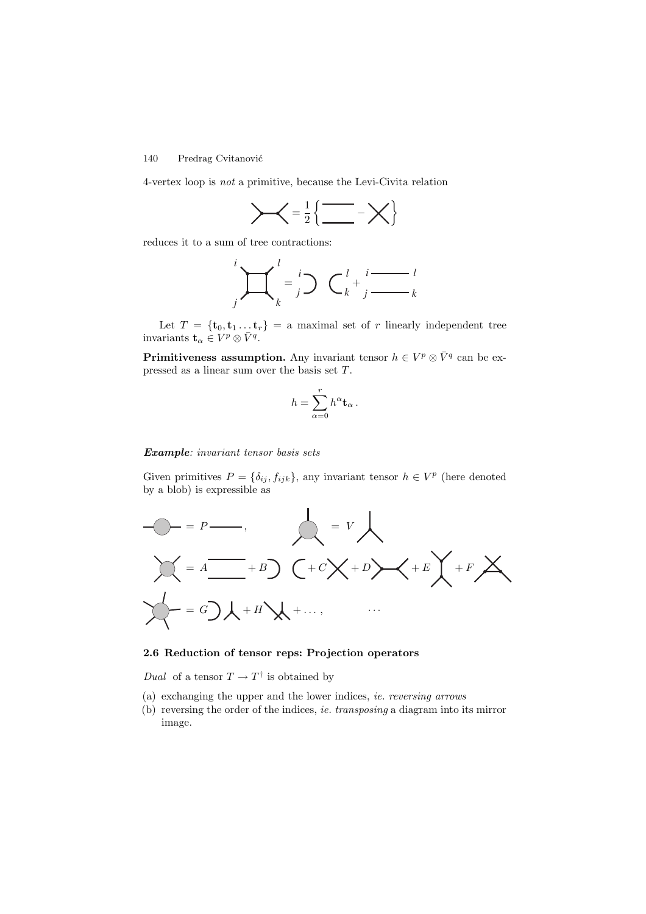4-vertex loop is *not* a primitive, because the Levi-Civita relation

$$= \frac{1}{2}\left\{ \quad - \quad \right\}$$

reduces it to a sum of tree contractions:

$$=$$

Let $T = \{\mathbf{t}_0, \mathbf{t}_1 \ldots \mathbf{t}_r\}$ = a maximal set of $r$ linearly independent tree invariants $\mathbf{t}_\alpha \in V^p \otimes \bar{V}^q$.

**Primitiveness assumption.** Any invariant tensor $h \in V^p \otimes \bar{V}^q$ can be expressed as a linear sum over the basis set $T$.

$$h = \sum_{\alpha=0}^{r} h^\alpha \mathbf{t}_\alpha \,.$$

***Example****: invariant tensor basis sets*

Given primitives $P = \{\delta_{ij}, f_{ijk}\}$, any invariant tensor $h \in V^p$ (here denoted by a blob) is expressible as

$$= P \quad , \qquad = V$$

$$= A \quad + B \quad + C \quad + D \quad + E \quad + F$$

$$= G \quad + H \quad + \ldots , \qquad \ldots$$

## 2.6 Reduction of tensor reps: Projection operators

*Dual* of a tensor $T \to T^\dagger$ is obtained by

(a) exchanging the upper and the lower indices, *ie. reversing arrows*
(b) reversing the order of the indices, *ie. transposing* a diagram into its mirror image.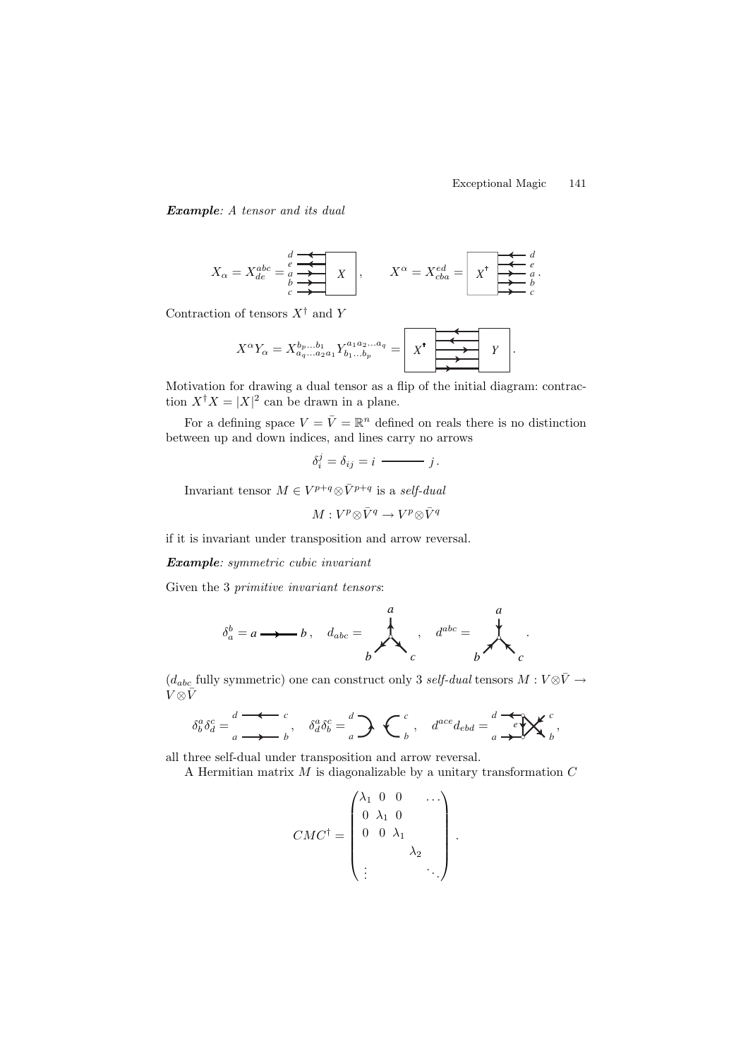***Example**: A tensor and its dual*

$$X_\alpha = X^{abc}_{de} = \quad , \qquad X^\alpha = X^{ed}_{cba} = \quad .$$

Contraction of tensors $X^\dagger$ and $Y$

$$X^\alpha Y_\alpha = X^{b_p \ldots b_1}_{a_q \ldots a_2 a_1} Y^{a_1 a_2 \ldots a_q}_{b_1 \ldots b_p} = \quad .$$

Motivation for drawing a dual tensor as a flip of the initial diagram: contraction $X^\dagger X = |X|^2$ can be drawn in a plane.

For a defining space $V = \bar{V} = \mathbb{R}^n$ defined on reals there is no distinction between up and down indices, and lines carry no arrows

$$\delta_i^j = \delta_{ij} = i \;\; \text{———} \;\; j \, .$$

Invariant tensor $M \in V^{p+q} \otimes \bar{V}^{p+q}$ is a *self-dual*

$$M : V^p \otimes \bar{V}^q \to V^p \otimes \bar{V}^q$$

if it is invariant under transposition and arrow reversal.

***Example**: symmetric cubic invariant*

Given the 3 *primitive invariant tensors*:

$$\delta_a^b = a \longrightarrow b \, , \quad d_{abc} = \quad , \quad d^{abc} = \quad .$$

($d_{abc}$ fully symmetric) one can construct only 3 *self-dual* tensors $M : V \otimes \bar{V} \to V \otimes \bar{V}$

$$\delta_b^a \delta_d^c = \quad , \quad \delta_d^a \delta_b^c = \quad , \quad d^{ace} d_{ebd} = \quad ,$$

all three self-dual under transposition and arrow reversal.

A Hermitian matrix $M$ is diagonalizable by a unitary transformation $C$

$$CMC^\dagger = \begin{pmatrix} \lambda_1 & 0 & 0 & & \ldots \\ 0 & \lambda_1 & 0 & & \\ 0 & 0 & \lambda_1 & & \\ & & & \lambda_2 & \\ \vdots & & & & \ddots \end{pmatrix} .$$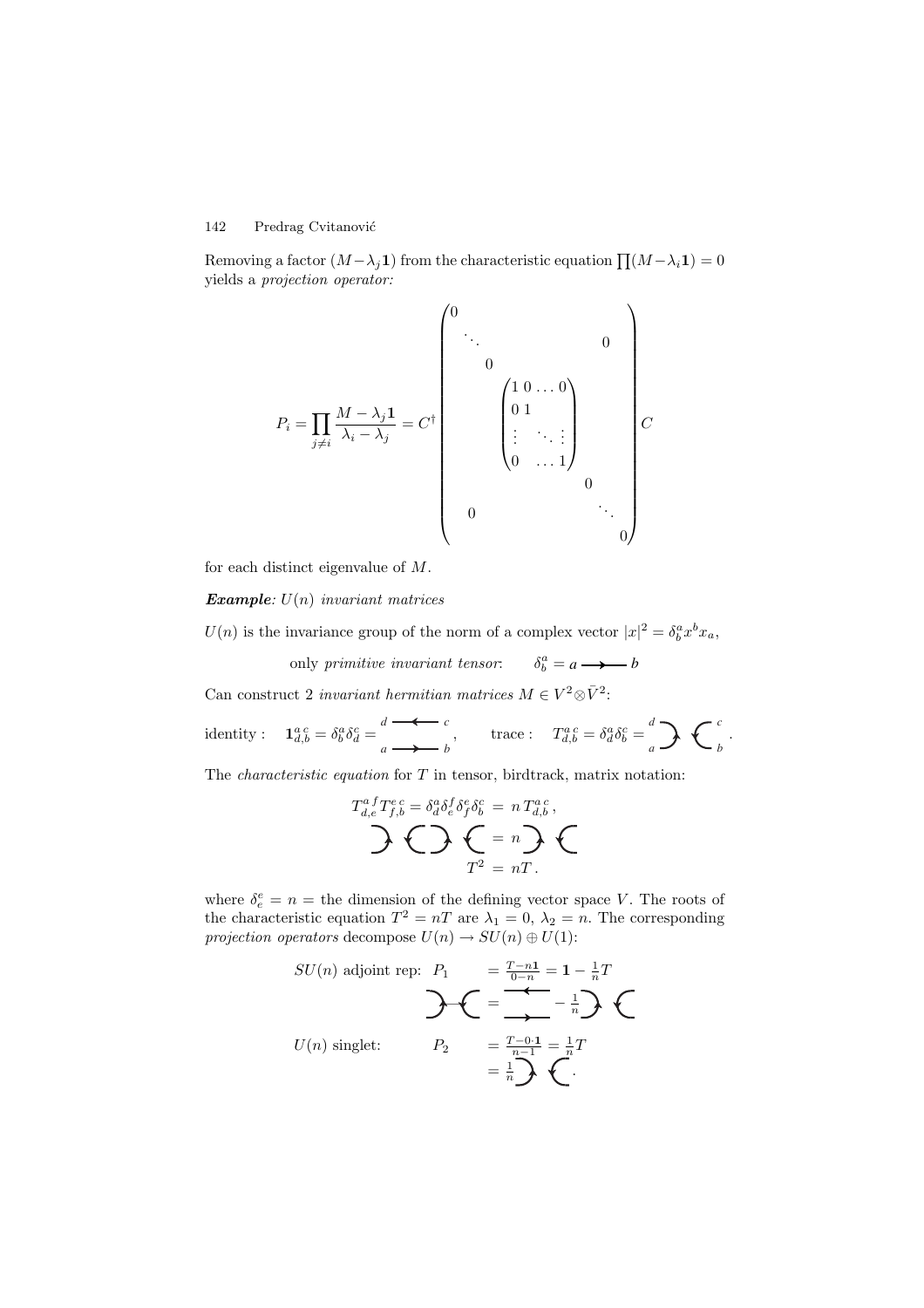Removing a factor $(M - \lambda_j \mathbf{1})$ from the characteristic equation $\prod(M - \lambda_i \mathbf{1}) = 0$ yields a *projection operator:*

$$
P_i = \prod_{j \neq i} \frac{M - \lambda_j \mathbf{1}}{\lambda_i - \lambda_j} = C^\dagger \begin{pmatrix} 0 & & & & & & \\ & \ddots & & & & 0 & \\ & & 0 & & & & \\ & & & \begin{pmatrix} 1 & 0 & \dots & 0 \\ 0 & 1 & & \\ \vdots & & \ddots & \vdots \\ 0 & & \dots & 1 \end{pmatrix} & & & \\ & & & & 0 & & \\ & 0 & & & & \ddots & \\ & & & & & & 0 \end{pmatrix} C
$$

for each distinct eigenvalue of $M$.

***Example****: $U(n)$ invariant matrices*

$U(n)$ is the invariance group of the norm of a complex vector $|x|^2 = \delta^a_b x^b x_a$,

only *primitive invariant tensor*: $\quad \delta^a_b = a \longrightarrow b$

Can construct 2 *invariant hermitian matrices* $M \in V^2 \otimes \bar{V}^2$:

identity : $\quad \mathbf{1}^{a\,c}_{d,b} = \delta^a_b \delta^c_d =$ [birdtrack], $\qquad$ trace : $\quad T^{a\,c}_{d,b} = \delta^a_d \delta^c_b =$ [birdtrack] .

The *characteristic equation* for $T$ in tensor, birdtrack, matrix notation:

$$
T^{a\,f}_{d,e} T^{e\,c}_{f,b} = \delta^a_d \delta^f_e \delta^e_f \delta^c_b \;=\; n\, T^{a\,c}_{d,b}\,,
$$

[birdtrack] $= n$ [birdtrack]

$$
T^2 \;=\; nT\,.
$$

where $\delta^e_e = n =$ the dimension of the defining vector space $V$. The roots of the characteristic equation $T^2 = nT$ are $\lambda_1 = 0$, $\lambda_2 = n$. The corresponding *projection operators* decompose $U(n) \to SU(n) \oplus U(1)$:

$SU(n)$ adjoint rep: $\quad P_1 \quad = \frac{T - n\mathbf{1}}{0 - n} = \mathbf{1} - \frac{1}{n} T$

[birdtrack] $=$ [birdtrack] $- \frac{1}{n}$ [birdtrack]

$U(n)$ singlet: $\quad P_2 \quad = \frac{T - 0 \cdot \mathbf{1}}{n - 1} = \frac{1}{n} T$

$= \frac{1}{n}$ [birdtrack] .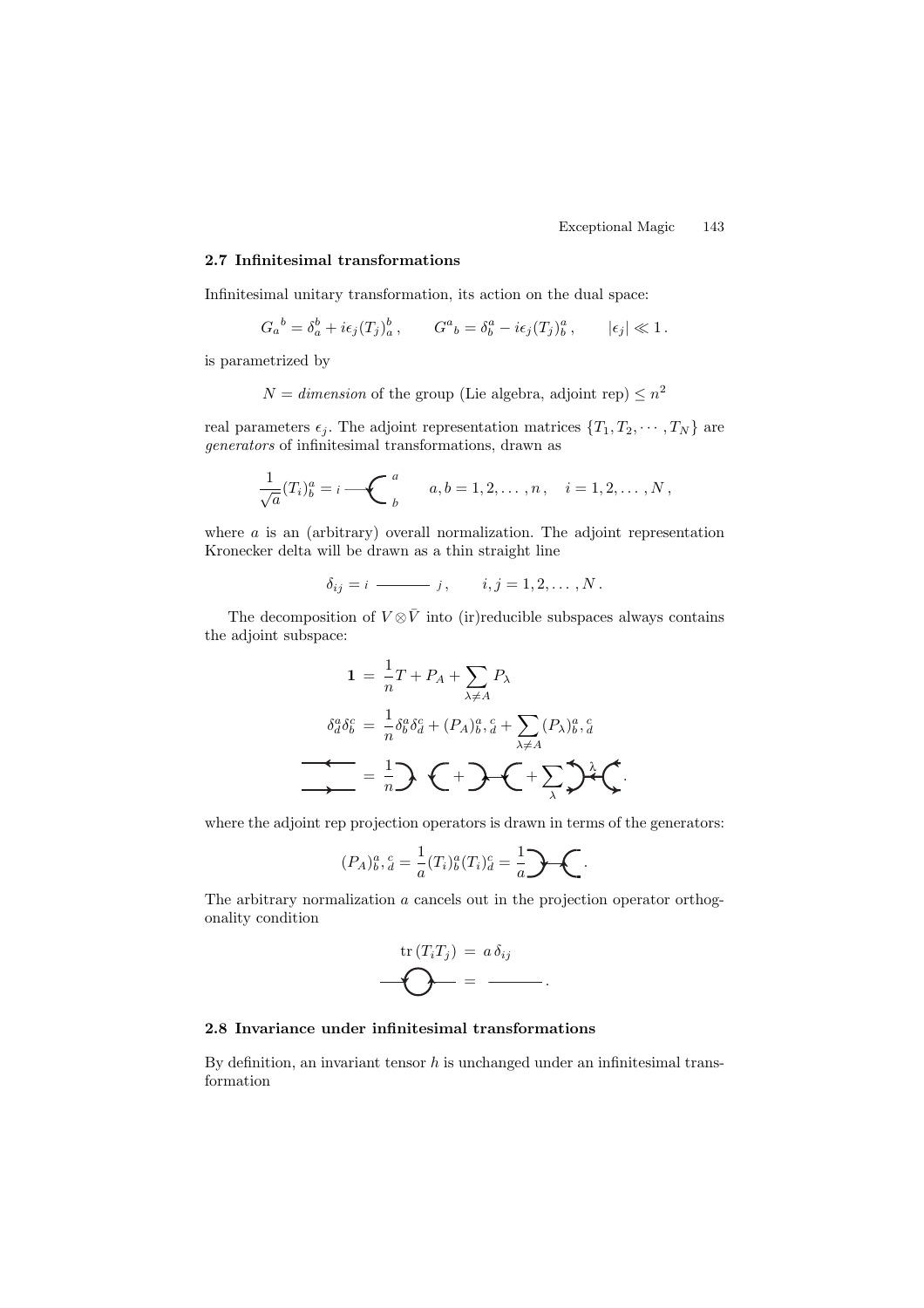### 2.7 Infinitesimal transformations

Infinitesimal unitary transformation, its action on the dual space:

$$G_a{}^b = \delta_a^b + i\epsilon_j (T_j)_a^b \,, \qquad G^a{}_b = \delta_b^a - i\epsilon_j (T_j)_b^a \,, \qquad |\epsilon_j| \ll 1 \,.$$

is parametrized by

$$N = \textit{dimension} \text{ of the group (Lie algebra, adjoint rep)} \leq n^2$$

real parameters $\epsilon_j$. The adjoint representation matrices $\{T_1, T_2, \cdots, T_N\}$ are *generators* of infinitesimal transformations, drawn as

$$\frac{1}{\sqrt{a}}(T_i)_b^a = i \text{ [diagram] } \qquad a, b = 1, 2, \ldots, n \,, \quad i = 1, 2, \ldots, N \,,$$

where $a$ is an (arbitrary) overall normalization. The adjoint representation Kronecker delta will be drawn as a thin straight line

$$\delta_{ij} = i \text{ ——— } j \,, \qquad i, j = 1, 2, \ldots, N \,.$$

The decomposition of $V \otimes \bar{V}$ into (ir)reducible subspaces always contains the adjoint subspace:

$$\mathbf{1} \;=\; \frac{1}{n} T + P_A + \sum_{\lambda \neq A} P_\lambda$$

$$\delta_d^a \delta_b^c \;=\; \frac{1}{n} \delta_b^a \delta_d^c + (P_A)_b^a,{}_d^c + \sum_{\lambda \neq A} (P_\lambda)_b^a,{}_d^c$$

$$\text{[diagram]} \;=\; \frac{1}{n} \text{[diagram]} + \text{[diagram]} + \sum_\lambda \text{[diagram]} \,.$$

where the adjoint rep projection operators is drawn in terms of the generators:

$$(P_A)_b^a,{}_d^c = \frac{1}{a}(T_i)_b^a (T_i)_d^c = \frac{1}{a} \text{[diagram]} \,.$$

The arbitrary normalization $a$ cancels out in the projection operator orthogonality condition

$$\mathrm{tr}\,(T_i T_j) \;=\; a\,\delta_{ij}$$

$$\text{[diagram]} \;=\; \text{———} \,.$$

### 2.8 Invariance under infinitesimal transformations

By definition, an invariant tensor $h$ is unchanged under an infinitesimal transformation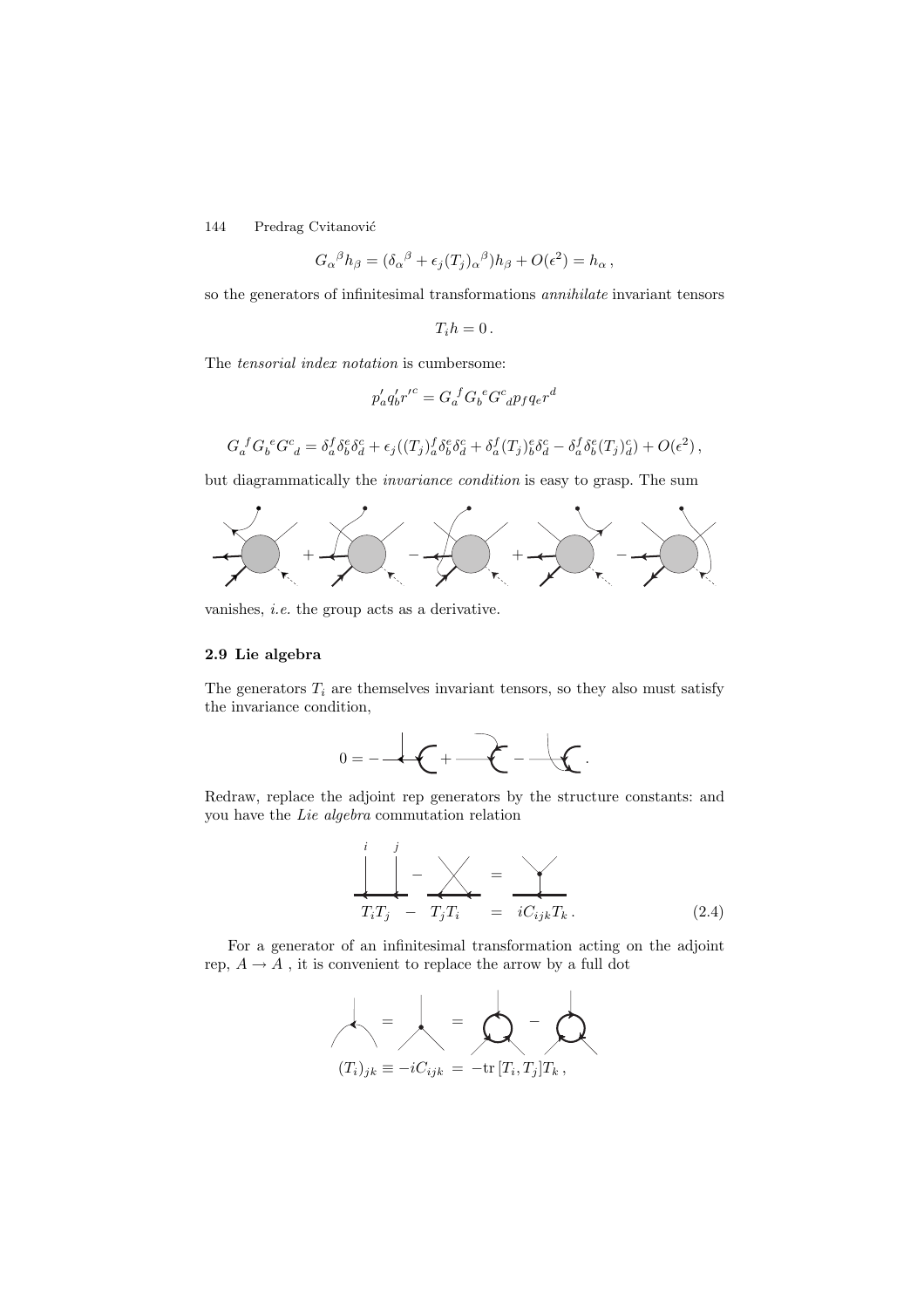$$G_\alpha{}^\beta h_\beta = (\delta_\alpha{}^\beta + \epsilon_j (T_j)_\alpha{}^\beta) h_\beta + O(\epsilon^2) = h_\alpha \,,$$

so the generators of infinitesimal transformations *annihilate* invariant tensors

$$T_i h = 0 \,.$$

The *tensorial index notation* is cumbersome:

$$p'_a q'_b r'^c = G_a{}^f G_b{}^e G^c{}_d p_f q_e r^d$$

$$G_a{}^f G_b{}^e G^c{}_d = \delta_a^f \delta_b^e \delta_d^c + \epsilon_j ((T_j)_a^f \delta_b^e \delta_d^c + \delta_a^f (T_j)_b^e \delta_d^c - \delta_a^f \delta_b^e (T_j)_d^c) + O(\epsilon^2) \,,$$

but diagrammatically the *invariance condition* is easy to grasp. The sum

[diagram: sum of five blob diagrams with alternating signs $+$, $-$, $+$, $-$]

vanishes, *i.e.* the group acts as a derivative.

### 2.9 Lie algebra

The generators $T_i$ are themselves invariant tensors, so they also must satisfy the invariance condition,

$$0 = -[\text{diagram}] + [\text{diagram}] - [\text{diagram}] \,.$$

Redraw, replace the adjoint rep generators by the structure constants: and you have the *Lie algebra* commutation relation

$$T_i T_j \; - \; T_j T_i \; = \; i C_{ijk} T_k \,. \tag{2.4}$$

For a generator of an infinitesimal transformation acting on the adjoint rep, $A \to A$ , it is convenient to replace the arrow by a full dot

$$(T_i)_{jk} \equiv -i C_{ijk} \; = \; -\mathrm{tr}\, [T_i, T_j] T_k \,,$$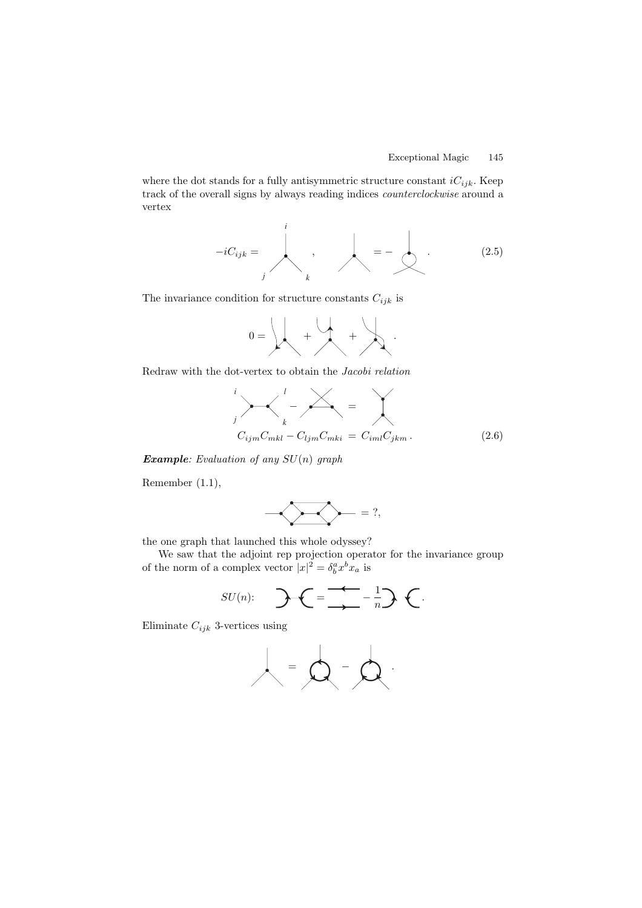where the dot stands for a fully antisymmetric structure constant $iC_{ijk}$. Keep track of the overall signs by always reading indices *counterclockwise* around a vertex

$$-iC_{ijk} = \quad , \qquad = - \quad . \tag{2.5}$$

The invariance condition for structure constants $C_{ijk}$ is

$$0 = \quad + \quad + \quad .$$

Redraw with the dot-vertex to obtain the *Jacobi relation*

$$\quad - \quad = \quad$$

$$C_{ijm}C_{mkl} - C_{ljm}C_{mki} = C_{iml}C_{jkm} \,. \tag{2.6}$$

***Example***: *Evaluation of any $SU(n)$ graph*

Remember (1.1),

$$= ?,$$

the one graph that launched this whole odyssey?

We saw that the adjoint rep projection operator for the invariance group of the norm of a complex vector $|x|^2 = \delta^a_b x^b x_a$ is

$$SU(n): \quad = \quad - \frac{1}{n} \quad .$$

Eliminate $C_{ijk}$ 3-vertices using

$$= \quad - \quad .$$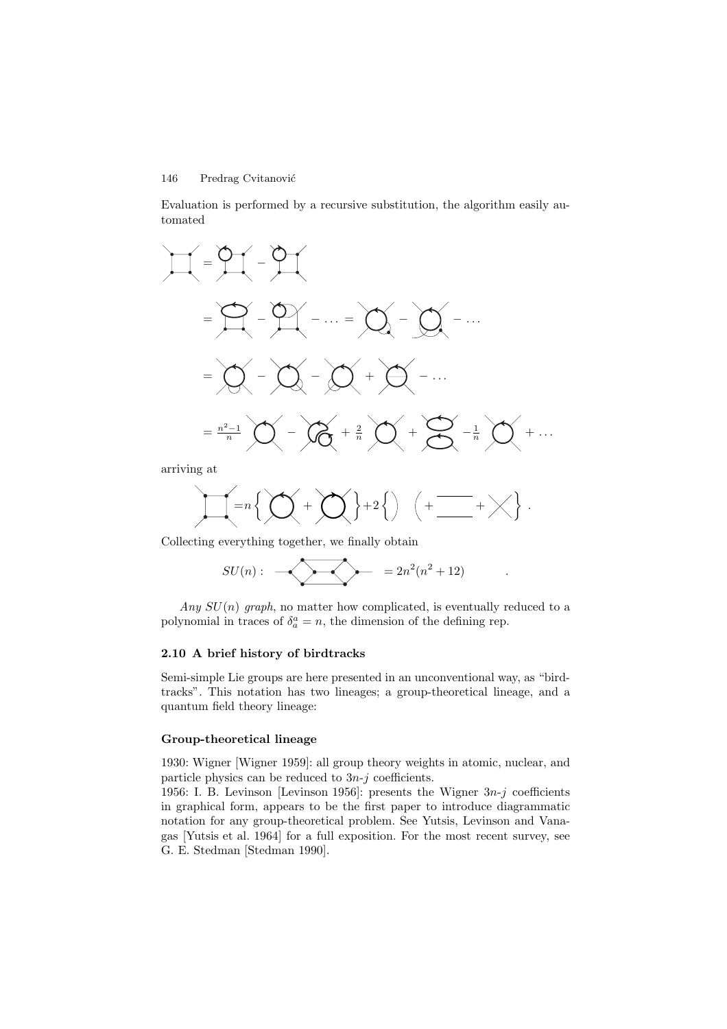Evaluation is performed by a recursive substitution, the algorithm easily automated

arriving at

Collecting everything together, we finally obtain

$$SU(n): \quad = 2n^2(n^2+12) \quad .$$

*Any $SU(n)$ graph*, no matter how complicated, is eventually reduced to a polynomial in traces of $\delta_a^a = n$, the dimension of the defining rep.

### 2.10 A brief history of birdtracks

Semi-simple Lie groups are here presented in an unconventional way, as "birdtracks". This notation has two lineages; a group-theoretical lineage, and a quantum field theory lineage:

#### Group-theoretical lineage

1930: Wigner [Wigner 1959]: all group theory weights in atomic, nuclear, and particle physics can be reduced to $3n$-$j$ coefficients.

1956: I. B. Levinson [Levinson 1956]: presents the Wigner $3n$-$j$ coefficients in graphical form, appears to be the first paper to introduce diagrammatic notation for any group-theoretical problem. See Yutsis, Levinson and Vanagas [Yutsis et al. 1964] for a full exposition. For the most recent survey, see G. E. Stedman [Stedman 1990].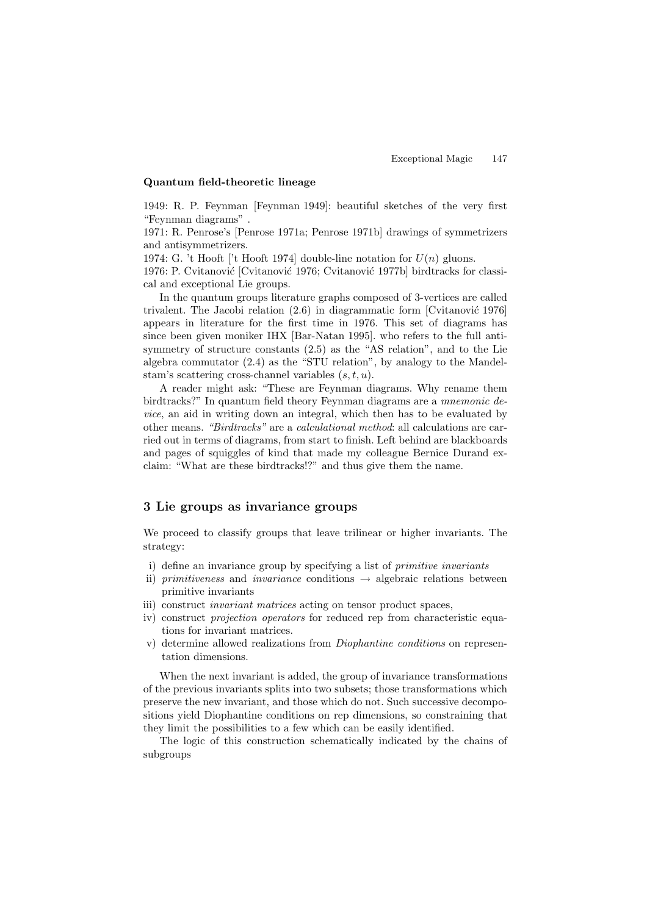**Quantum field-theoretic lineage**

1949: R. P. Feynman [Feynman 1949]: beautiful sketches of the very first "Feynman diagrams" .
1971: R. Penrose's [Penrose 1971a; Penrose 1971b] drawings of symmetrizers and antisymmetrizers.
1974: G. 't Hooft ['t Hooft 1974] double-line notation for $U(n)$ gluons.
1976: P. Cvitanović [Cvitanović 1976; Cvitanović 1977b] birdtracks for classical and exceptional Lie groups.

In the quantum groups literature graphs composed of 3-vertices are called trivalent. The Jacobi relation (2.6) in diagrammatic form [Cvitanović 1976] appears in literature for the first time in 1976. This set of diagrams has since been given moniker IHX [Bar-Natan 1995]. who refers to the full antisymmetry of structure constants (2.5) as the "AS relation", and to the Lie algebra commutator (2.4) as the "STU relation", by analogy to the Mandelstam's scattering cross-channel variables $(s, t, u)$.

A reader might ask: "These are Feynman diagrams. Why rename them birdtracks?" In quantum field theory Feynman diagrams are a *mnemonic device*, an aid in writing down an integral, which then has to be evaluated by other means. *"Birdtracks"* are a *calculational method*: all calculations are carried out in terms of diagrams, from start to finish. Left behind are blackboards and pages of squiggles of kind that made my colleague Bernice Durand exclaim: "What are these birdtracks!?" and thus give them the name.

## 3 Lie groups as invariance groups

We proceed to classify groups that leave trilinear or higher invariants. The strategy:

i) define an invariance group by specifying a list of *primitive invariants*
ii) *primitiveness* and *invariance* conditions → algebraic relations between primitive invariants
iii) construct *invariant matrices* acting on tensor product spaces,
iv) construct *projection operators* for reduced rep from characteristic equations for invariant matrices.
v) determine allowed realizations from *Diophantine conditions* on representation dimensions.

When the next invariant is added, the group of invariance transformations of the previous invariants splits into two subsets; those transformations which preserve the new invariant, and those which do not. Such successive decompositions yield Diophantine conditions on rep dimensions, so constraining that they limit the possibilities to a few which can be easily identified.

The logic of this construction schematically indicated by the chains of subgroups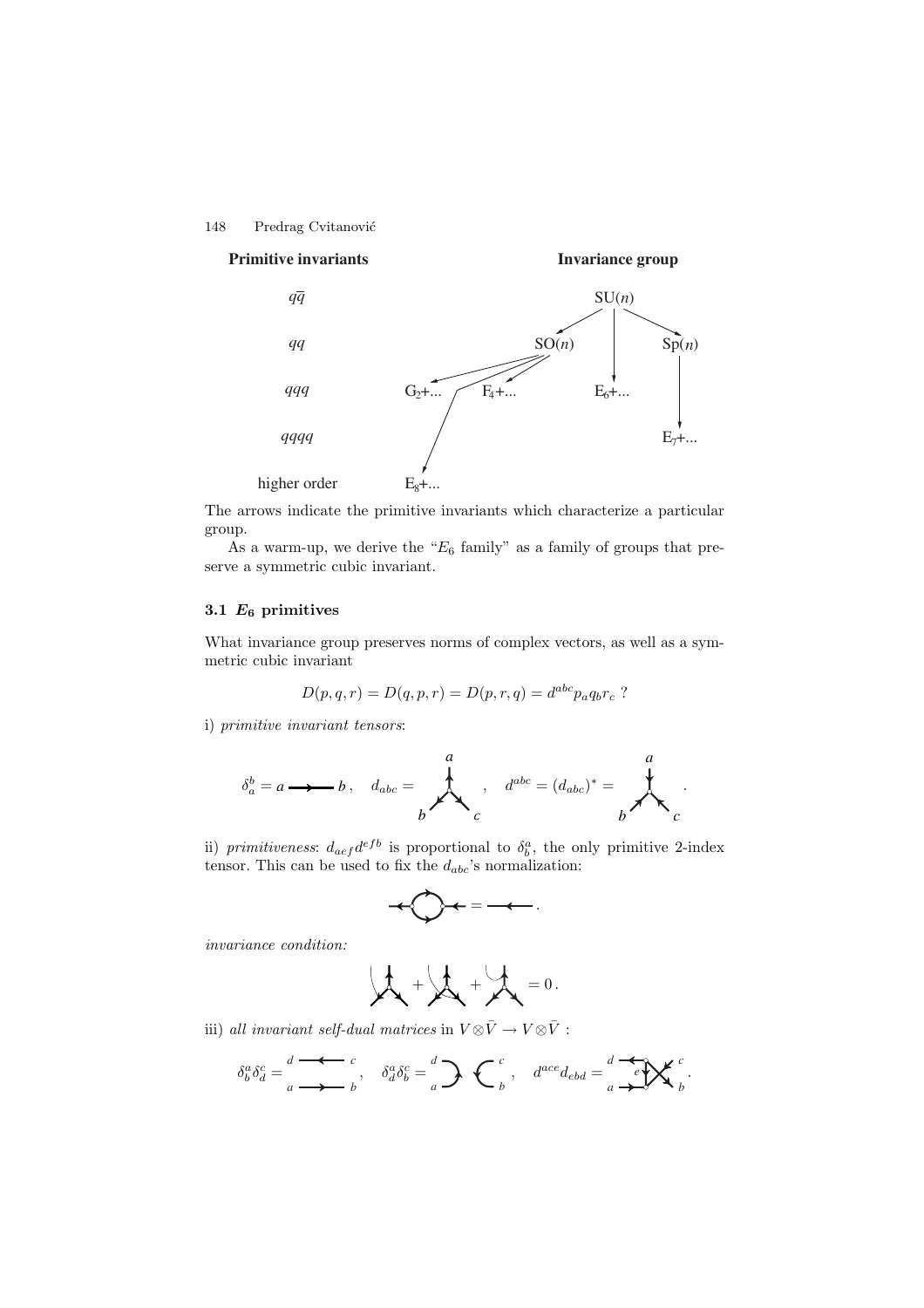**Primitive invariants** **Invariance group**

| Primitive invariants | Invariance group |
|---|---|
| $q\bar{q}$ | SU($n$) |
| $qq$ | SO($n$), Sp($n$) |
| $qqq$ | $G_2$+..., $F_4$+..., $E_6$+... |
| $qqqq$ | $E_7$+... |
| higher order | $E_8$+... |

The arrows indicate the primitive invariants which characterize a particular group.

As a warm-up, we derive the "$E_6$ family" as a family of groups that preserve a symmetric cubic invariant.

### 3.1 $E_6$ primitives

What invariance group preserves norms of complex vectors, as well as a symmetric cubic invariant

$$D(p, q, r) = D(q, p, r) = D(p, r, q) = d^{abc} p_a q_b r_c \ ?$$

i) *primitive invariant tensors*:

$$\delta_a^b = a \longrightarrow b\,, \quad d_{abc} = \quad , \quad d^{abc} = (d_{abc})^* = \quad .$$

ii) *primitiveness*: $d_{aef} d^{efb}$ is proportional to $\delta_b^a$, the only primitive 2-index tensor. This can be used to fix the $d_{abc}$'s normalization:

$$= \longleftarrow .$$

*invariance condition:*

$$+ \quad + \quad = 0\,.$$

iii) *all invariant self-dual matrices* in $V \otimes \bar{V} \to V \otimes \bar{V}$ :

$$\delta_b^a \delta_d^c = \,, \quad \delta_d^a \delta_b^c = \,, \quad d^{ace} d_{ebd} = \,.$$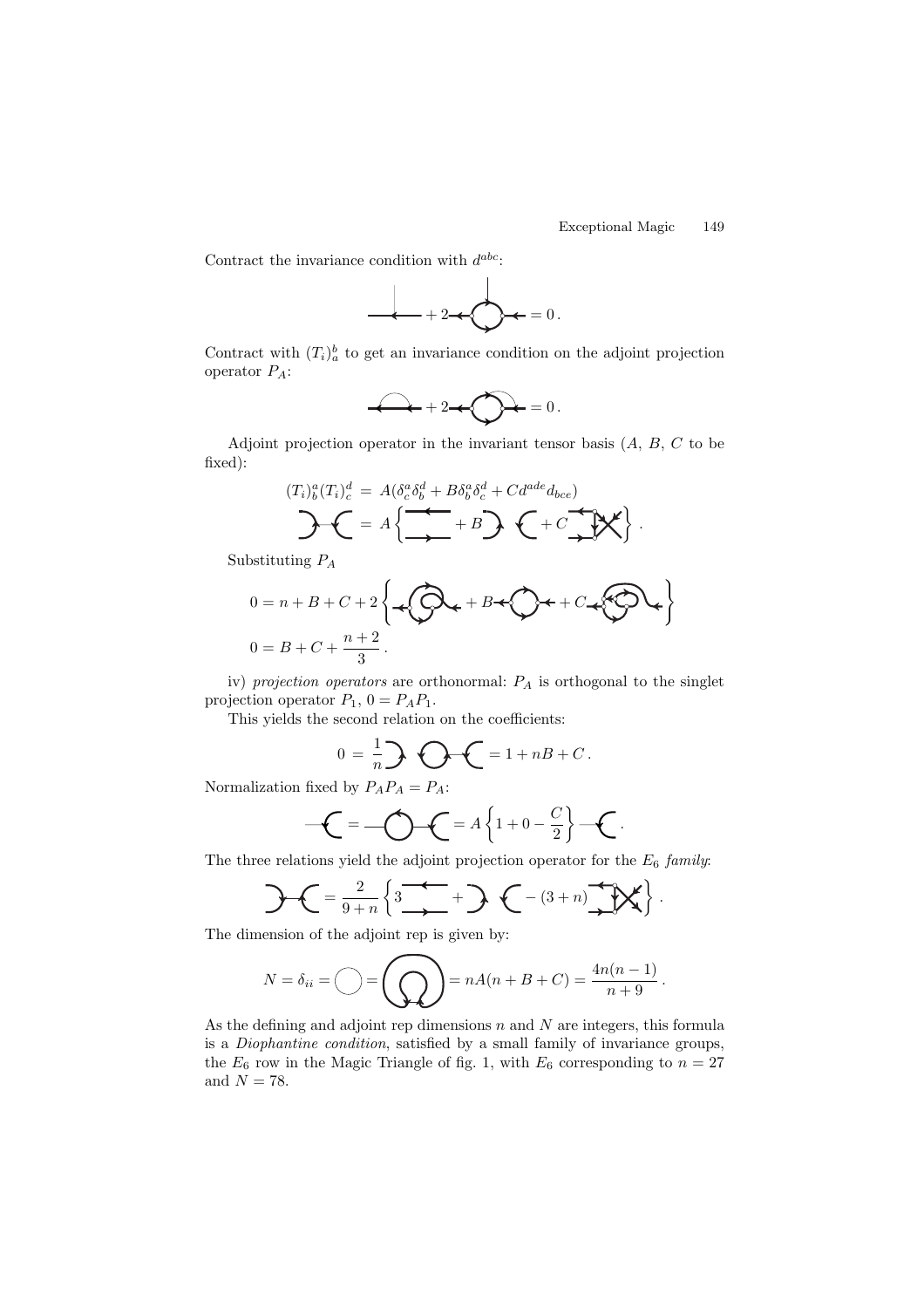Contract the invariance condition with $d^{abc}$:

$$+ 2 \qquad = 0\,.$$

Contract with $(T_i)^b_a$ to get an invariance condition on the adjoint projection operator $P_A$:

$$+ 2 \qquad = 0\,.$$

Adjoint projection operator in the invariant tensor basis ($A$, $B$, $C$ to be fixed):

$$(T_i)^a_b (T_i)^d_c \;=\; A(\delta^a_c \delta^d_b + B\delta^a_b \delta^d_c + C d^{ade} d_{bce})$$

$$= A\left\{ \quad + B \quad + C \quad \right\}.$$

Substituting $P_A$

$$0 = n + B + C + 2\left\{ \quad + B \quad + C \quad \right\}$$

$$0 = B + C + \frac{n+2}{3}\,.$$

iv) *projection operators* are orthonormal: $P_A$ is orthogonal to the singlet projection operator $P_1$, $0 = P_A P_1$.

This yields the second relation on the coefficients:

$$0 \;=\; \frac{1}{n} \qquad = 1 + nB + C\,.$$

Normalization fixed by $P_A P_A = P_A$:

$$= \qquad = A\left\{1 + 0 - \frac{C}{2}\right\} \,.$$

The three relations yield the adjoint projection operator for the $E_6$ *family*:

$$= \frac{2}{9+n}\left\{3 \quad + \quad - (3+n) \quad \right\}.$$

The dimension of the adjoint rep is given by:

$$N = \delta_{ii} = \qquad = \qquad = nA(n + B + C) = \frac{4n(n-1)}{n+9}\,.$$

As the defining and adjoint rep dimensions $n$ and $N$ are integers, this formula is a *Diophantine condition*, satisfied by a small family of invariance groups, the $E_6$ row in the Magic Triangle of fig. 1, with $E_6$ corresponding to $n = 27$ and $N = 78$.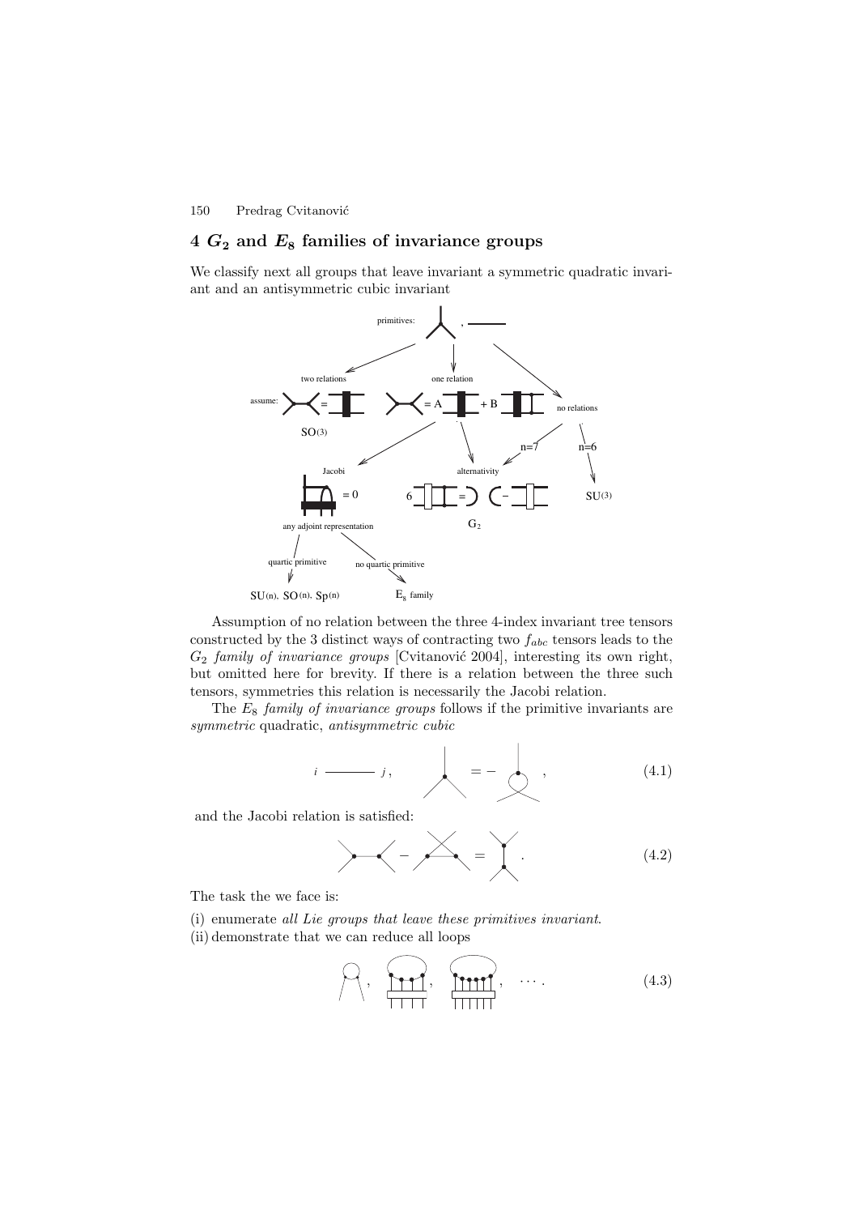## 4 $G_2$ and $E_8$ families of invariance groups

We classify next all groups that leave invariant a symmetric quadratic invariant and an antisymmetric cubic invariant

Assumption of no relation between the three 4-index invariant tree tensors constructed by the 3 distinct ways of contracting two $f_{abc}$ tensors leads to the $G_2$ *family of invariance groups* [Cvitanović 2004], interesting its own right, but omitted here for brevity. If there is a relation between the three such tensors, symmetries this relation is necessarily the Jacobi relation.

The $E_8$ *family of invariance groups* follows if the primitive invariants are *symmetric* quadratic, *antisymmetric cubic*

$$i \text{ ——— } j\,, \qquad (4.1)$$

and the Jacobi relation is satisfied:

$$(4.2)$$

The task the we face is:

(i) enumerate *all Lie groups that leave these primitives invariant.*

(ii) demonstrate that we can reduce all loops

$$, \quad , \quad , \quad \cdots . \qquad (4.3)$$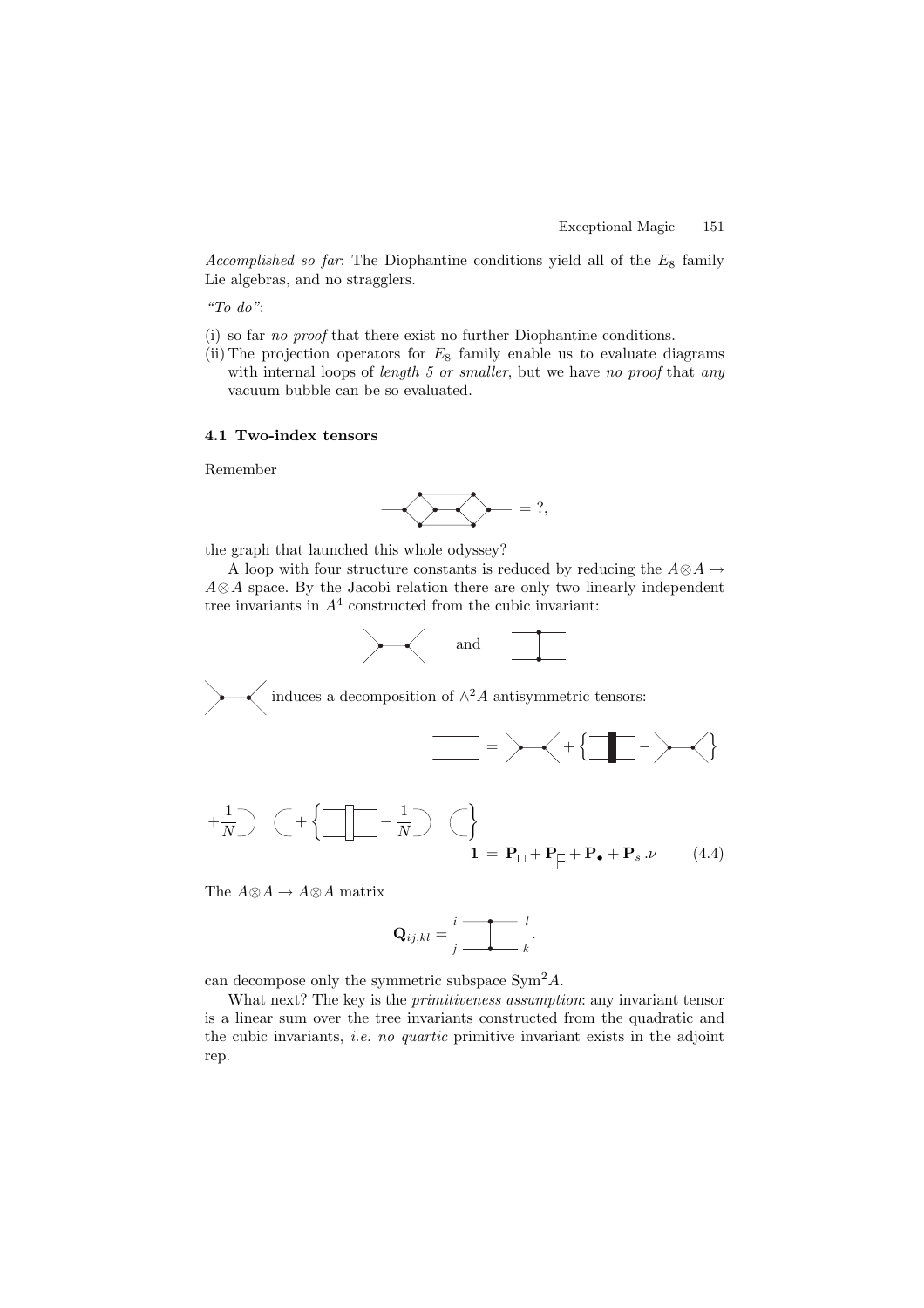*Accomplished so far*: The Diophantine conditions yield all of the $E_8$ family Lie algebras, and no stragglers.

*"To do"*:

(i) so far *no proof* that there exist no further Diophantine conditions.
(ii) The projection operators for $E_8$ family enable us to evaluate diagrams with internal loops of *length 5 or smaller*, but we have *no proof* that *any* vacuum bubble can be so evaluated.

### 4.1 Two-index tensors

Remember

$$= ?,$$

the graph that launched this whole odyssey?

A loop with four structure constants is reduced by reducing the $A \otimes A \to A \otimes A$ space. By the Jacobi relation there are only two linearly independent tree invariants in $A^4$ constructed from the cubic invariant:

and

induces a decomposition of $\wedge^2 A$ antisymmetric tensors:

$$= \quad + \left\{ \quad - \quad \right\}$$

$$+\frac{1}{N} \quad + \left\{ \quad - \frac{1}{N} \quad \right\}$$

$$\mathbf{1} = \mathbf{P}_{\sqcap} + \mathbf{P}_{\sqsubseteq} + \mathbf{P}_{\bullet} + \mathbf{P}_{s}\,.\nu \qquad (4.4)$$

The $A \otimes A \to A \otimes A$ matrix

$$\mathbf{Q}_{ij,kl} = \; .$$

can decompose only the symmetric subspace $\mathrm{Sym}^2 A$.

What next? The key is the *primitiveness assumption*: any invariant tensor is a linear sum over the tree invariants constructed from the quadratic and the cubic invariants, *i.e. no quartic* primitive invariant exists in the adjoint rep.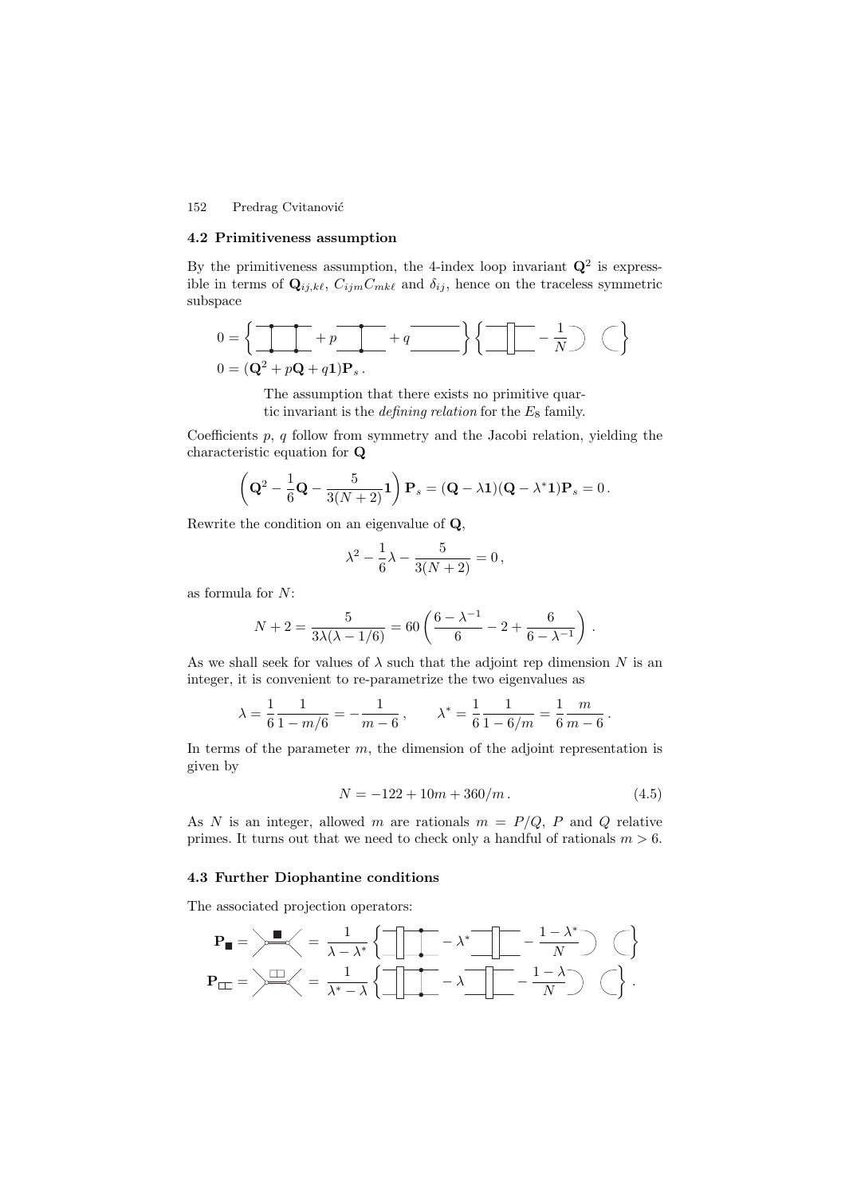### 4.2 Primitiveness assumption

By the primitiveness assumption, the 4-index loop invariant $\mathbf{Q}^2$ is expressible in terms of $\mathbf{Q}_{ij,k\ell}$, $C_{ijm}C_{mk\ell}$ and $\delta_{ij}$, hence on the traceless symmetric subspace

$$0 = \left\{ \quad + p \quad + q \quad \right\} \left\{ \quad - \frac{1}{N} \quad \right\}$$

$$0 = (\mathbf{Q}^2 + p\mathbf{Q} + q\mathbf{1})\mathbf{P}_s \,.$$

The assumption that there exists no primitive quartic invariant is the *defining relation* for the $E_8$ family.

Coefficients $p$, $q$ follow from symmetry and the Jacobi relation, yielding the characteristic equation for $\mathbf{Q}$

$$\left( \mathbf{Q}^2 - \frac{1}{6}\mathbf{Q} - \frac{5}{3(N+2)}\mathbf{1} \right) \mathbf{P}_s = (\mathbf{Q} - \lambda\mathbf{1})(\mathbf{Q} - \lambda^*\mathbf{1})\mathbf{P}_s = 0 \,.$$

Rewrite the condition on an eigenvalue of $\mathbf{Q}$,

$$\lambda^2 - \frac{1}{6}\lambda - \frac{5}{3(N+2)} = 0 \,,$$

as formula for $N$:

$$N + 2 = \frac{5}{3\lambda(\lambda - 1/6)} = 60 \left( \frac{6 - \lambda^{-1}}{6} - 2 + \frac{6}{6 - \lambda^{-1}} \right) .$$

As we shall seek for values of $\lambda$ such that the adjoint rep dimension $N$ is an integer, it is convenient to re-parametrize the two eigenvalues as

$$\lambda = \frac{1}{6} \frac{1}{1 - m/6} = -\frac{1}{m-6} \,, \qquad \lambda^* = \frac{1}{6} \frac{1}{1 - 6/m} = \frac{1}{6} \frac{m}{m-6} \,.$$

In terms of the parameter $m$, the dimension of the adjoint representation is given by

$$N = -122 + 10m + 360/m \,. \tag{4.5}$$

As $N$ is an integer, allowed $m$ are rationals $m = P/Q$, $P$ and $Q$ relative primes. It turns out that we need to check only a handful of rationals $m > 6$.

### 4.3 Further Diophantine conditions

The associated projection operators:

$$\mathbf{P}_{\blacksquare} = \quad = \frac{1}{\lambda - \lambda^*} \left\{ \quad - \lambda^* \quad - \frac{1 - \lambda^*}{N} \quad \right\}$$

$$\mathbf{P}_{\square\square} = \quad = \frac{1}{\lambda^* - \lambda} \left\{ \quad - \lambda \quad - \frac{1 - \lambda}{N} \quad \right\} .$$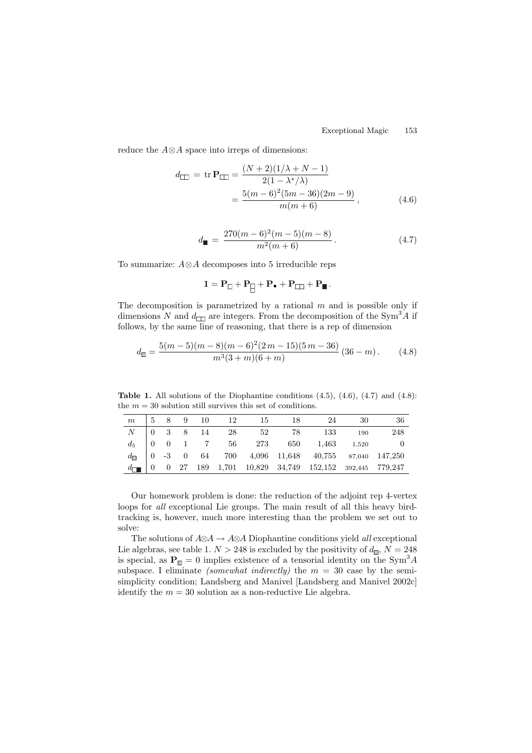reduce the $A \otimes A$ space into irreps of dimensions:

$$d_{\square\square} = \operatorname{tr} \mathbf{P}_{\square\square} = \frac{(N+2)(1/\lambda + N - 1)}{2(1 - \lambda^*/\lambda)} = \frac{5(m-6)^2(5m-36)(2m-9)}{m(m+6)}, \tag{4.6}$$

$$d_{\blacksquare} = \frac{270(m-6)^2(m-5)(m-8)}{m^2(m+6)}. \tag{4.7}$$

To summarize: $A \otimes A$ decomposes into 5 irreducible reps

$$\mathbf{1} = \mathbf{P}_{\square} + \mathbf{P}_{\substack{\square\\\square}} + \mathbf{P}_{\bullet} + \mathbf{P}_{\square\square} + \mathbf{P}_{\blacksquare}.$$

The decomposition is parametrized by a rational $m$ and is possible only if dimensions $N$ and $d_{\square\square}$ are integers. From the decomposition of the $\mathrm{Sym}^3 A$ if follows, by the same line of reasoning, that there is a rep of dimension

$$d_{\boxdot} = \frac{5(m-5)(m-8)(m-6)^2(2m-15)(5m-36)}{m^3(3+m)(6+m)}(36-m). \tag{4.8}$$

**Table 1.** All solutions of the Diophantine conditions (4.5), (4.6), (4.7) and (4.8): the $m = 30$ solution still survives this set of conditions.

| $m$ | 5 | 8 | 9 | 10 | 12 | 15 | 18 | 24 | 30 | 36 |
|---|---|---|---|---|---|---|---|---|---|---|
| $N$ | 0 | 3 | 8 | 14 | 28 | 52 | 78 | 133 | 190 | 248 |
| $d_5$ | 0 | 0 | 1 | 7 | 56 | 273 | 650 | 1,463 | 1,520 | 0 |
| $d_{\boxdot}$ | 0 | -3 | 0 | 64 | 700 | 4,096 | 11,648 | 40,755 | 87,040 | 147,250 |
| $d_{\square\blacksquare}$ | 0 | 0 | 27 | 189 | 1,701 | 10,829 | 34,749 | 152,152 | 392,445 | 779,247 |

Our homework problem is done: the reduction of the adjoint rep 4-vertex loops for *all* exceptional Lie groups. The main result of all this heavy birdtracking is, however, much more interesting than the problem we set out to solve:

The solutions of $A \otimes A \to A \otimes A$ Diophantine conditions yield *all* exceptional Lie algebras, see table 1. $N > 248$ is excluded by the positivity of $d_{\boxdot}$, $N = 248$ is special, as $\mathbf{P}_{\boxdot} = 0$ implies existence of a tensorial identity on the $\mathrm{Sym}^3 A$ subspace. I eliminate *(somewhat indirectly)* the $m = 30$ case by the semi-simplicity condition; Landsberg and Manivel [Landsberg and Manivel 2002c] identify the $m = 30$ solution as a non-reductive Lie algebra.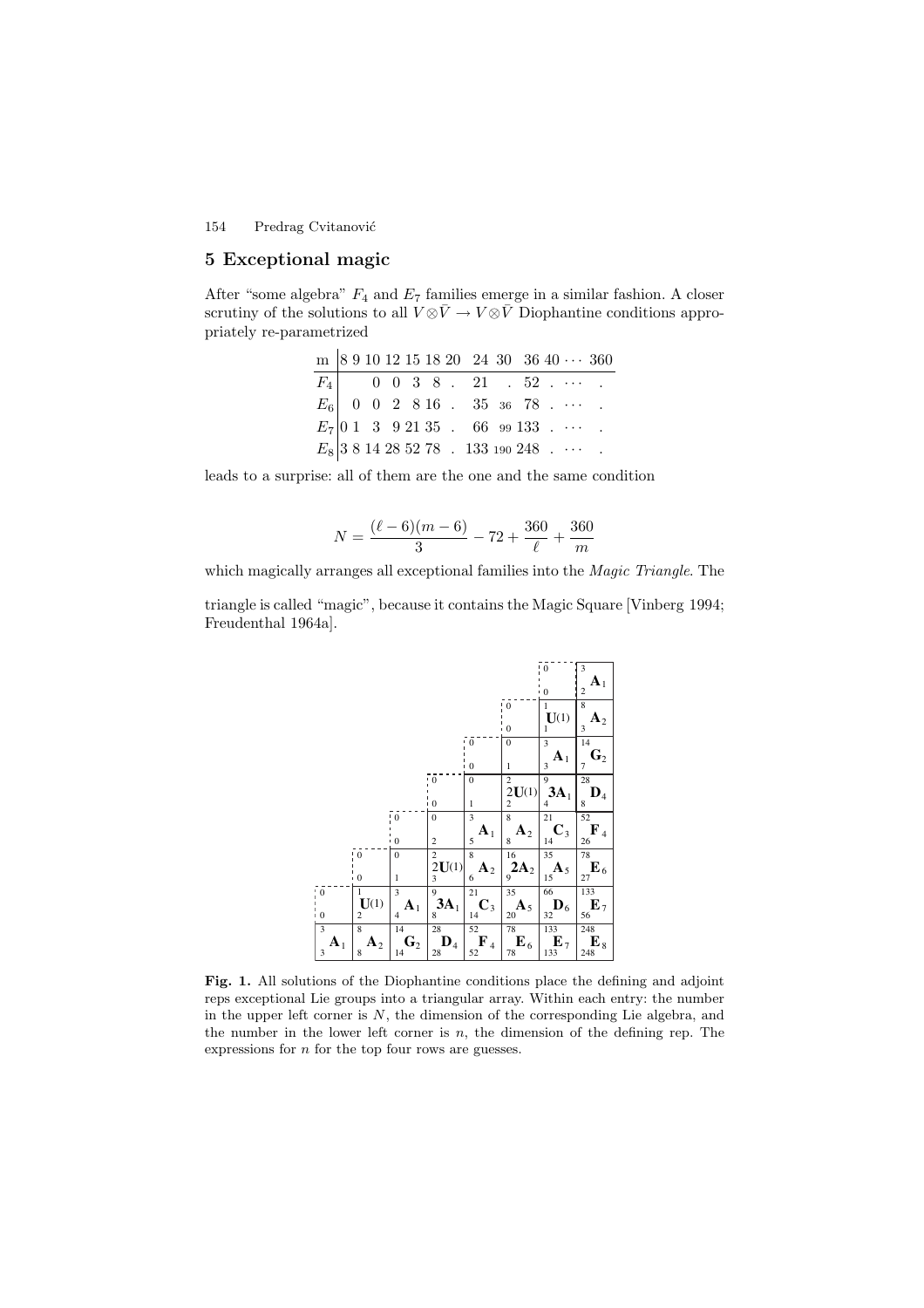## 5 Exceptional magic

After "some algebra" $F_4$ and $E_7$ families emerge in a similar fashion. A closer scrutiny of the solutions to all $V \otimes \bar{V} \to V \otimes \bar{V}$ Diophantine conditions appropriately re-parametrized

| m | 8 | 9 | 10 | 12 | 15 | 18 | 20 | 24 | 30 | 36 | 40 | $\cdots$ | 360 |
|---|---|---|---|---|---|---|---|---|---|---|---|---|---|
| $F_4$ | | | 0 | 0 | 3 | 8 | . | 21 | . | 52 | . | $\cdots$ | . |
| $E_6$ | | 0 | 0 | 2 | 8 | 16 | . | 35 | 36 | 78 | . | $\cdots$ | . |
| $E_7$ | 0 | 1 | 3 | 9 | 21 | 35 | . | 66 | 99 | 133 | . | $\cdots$ | . |
| $E_8$ | 3 | 8 | 14 | 28 | 52 | 78 | . | 133 | 190 | 248 | . | $\cdots$ | . |

leads to a surprise: all of them are the one and the same condition

$$N = \frac{(\ell - 6)(m - 6)}{3} - 72 + \frac{360}{\ell} + \frac{360}{m}$$

which magically arranges all exceptional families into the *Magic Triangle*. The triangle is called "magic", because it contains the Magic Square [Vinberg 1994; Freudenthal 1964a].

| | | | | | | | |
|---|---|---|---|---|---|---|---|
| | | | | | | 0 / 0 | 3 $\mathbf{A}_1$ 2 |
| | | | | | 0 / 0 | 1 $\mathbf{U}(1)$ 1 | 8 $\mathbf{A}_2$ 3 |
| | | | | 0 / 0 | 0 / 1 | 3 $\mathbf{A}_1$ 3 | 14 $\mathbf{G}_2$ 7 |
| | | | 0 / 0 | 0 / 1 | 2 $2\mathbf{U}(1)$ 2 | 9 $3\mathbf{A}_1$ 4 | 28 $\mathbf{D}_4$ 8 |
| | | 0 / 0 | 0 / 2 | 3 $\mathbf{A}_1$ 5 | 8 $\mathbf{A}_2$ 8 | 21 $\mathbf{C}_3$ 14 | 52 $\mathbf{F}_4$ 26 |
| | 0 / 0 | 0 / 1 | 2 $2\mathbf{U}(1)$ 3 | 8 $\mathbf{A}_2$ 6 | 16 $2\mathbf{A}_2$ 9 | 35 $\mathbf{A}_5$ 15 | 78 $\mathbf{E}_6$ 27 |
| 0 / 0 | 1 $\mathbf{U}(1)$ 2 | 3 $\mathbf{A}_1$ 4 | 9 $3\mathbf{A}_1$ 8 | 21 $\mathbf{C}_3$ 14 | 35 $\mathbf{A}_5$ 20 | 66 $\mathbf{D}_6$ 32 | 133 $\mathbf{E}_7$ 56 |
| 3 $\mathbf{A}_1$ 3 | 8 $\mathbf{A}_2$ 8 | 14 $\mathbf{G}_2$ 14 | 28 $\mathbf{D}_4$ 28 | 52 $\mathbf{F}_4$ 52 | 78 $\mathbf{E}_6$ 78 | 133 $\mathbf{E}_7$ 133 | 248 $\mathbf{E}_8$ 248 |

**Fig. 1.** All solutions of the Diophantine conditions place the defining and adjoint reps exceptional Lie groups into a triangular array. Within each entry: the number in the upper left corner is $N$, the dimension of the corresponding Lie algebra, and the number in the lower left corner is $n$, the dimension of the defining rep. The expressions for $n$ for the top four rows are guesses.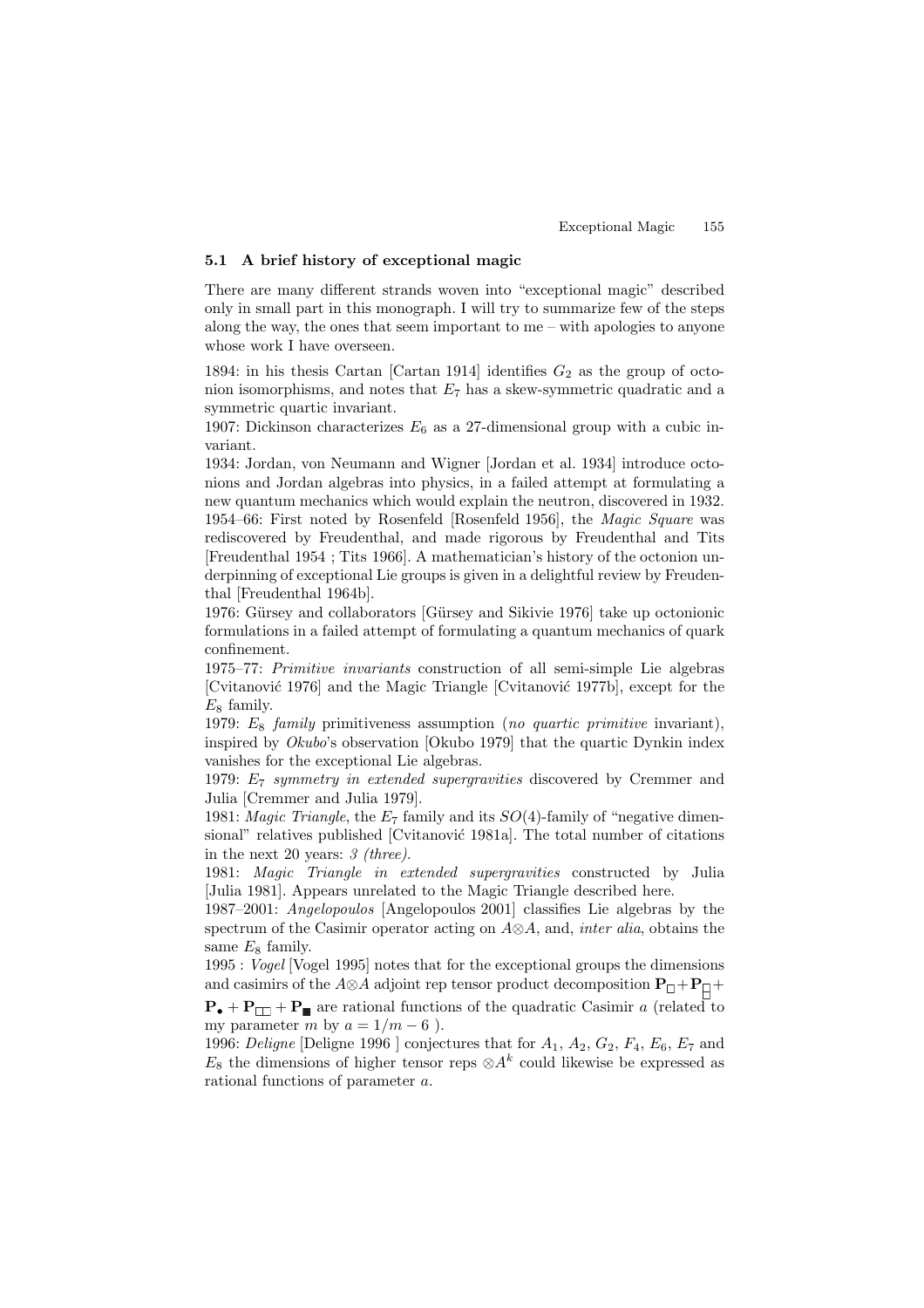### 5.1 A brief history of exceptional magic

There are many different strands woven into "exceptional magic" described only in small part in this monograph. I will try to summarize few of the steps along the way, the ones that seem important to me – with apologies to anyone whose work I have overseen.

1894: in his thesis Cartan [Cartan 1914] identifies $G_2$ as the group of octonion isomorphisms, and notes that $E_7$ has a skew-symmetric quadratic and a symmetric quartic invariant.

1907: Dickinson characterizes $E_6$ as a 27-dimensional group with a cubic invariant.

1934: Jordan, von Neumann and Wigner [Jordan et al. 1934] introduce octonions and Jordan algebras into physics, in a failed attempt at formulating a new quantum mechanics which would explain the neutron, discovered in 1932.

1954–66: First noted by Rosenfeld [Rosenfeld 1956], the *Magic Square* was rediscovered by Freudenthal, and made rigorous by Freudenthal and Tits [Freudenthal 1954 ; Tits 1966]. A mathematician's history of the octonion underpinning of exceptional Lie groups is given in a delightful review by Freudenthal [Freudenthal 1964b].

1976: Gürsey and collaborators [Gürsey and Sikivie 1976] take up octonionic formulations in a failed attempt of formulating a quantum mechanics of quark confinement.

1975–77: *Primitive invariants* construction of all semi-simple Lie algebras [Cvitanović 1976] and the Magic Triangle [Cvitanović 1977b], except for the $E_8$ family.

1979: $E_8$ *family* primitiveness assumption (*no quartic primitive* invariant), inspired by *Okubo*'s observation [Okubo 1979] that the quartic Dynkin index vanishes for the exceptional Lie algebras.

1979: $E_7$ *symmetry in extended supergravities* discovered by Cremmer and Julia [Cremmer and Julia 1979].

1981: *Magic Triangle*, the $E_7$ family and its $SO(4)$-family of "negative dimensional" relatives published [Cvitanović 1981a]. The total number of citations in the next 20 years: *3 (three)*.

1981: *Magic Triangle in extended supergravities* constructed by Julia [Julia 1981]. Appears unrelated to the Magic Triangle described here.

1987–2001: *Angelopoulos* [Angelopoulos 2001] classifies Lie algebras by the spectrum of the Casimir operator acting on $A \otimes A$, and, *inter alia*, obtains the same $E_8$ family.

1995 : *Vogel* [Vogel 1995] notes that for the exceptional groups the dimensions and casimirs of the $A \otimes A$ adjoint rep tensor product decomposition $\mathbf{P}_{\square} + \mathbf{P}_{\square} + \mathbf{P}_{\bullet} + \mathbf{P}_{\square\square} + \mathbf{P}_{\blacksquare}$ are rational functions of the quadratic Casimir $a$ (related to my parameter $m$ by $a = 1/m - 6$ ).

1996: *Deligne* [Deligne 1996 ] conjectures that for $A_1$, $A_2$, $G_2$, $F_4$, $E_6$, $E_7$ and $E_8$ the dimensions of higher tensor reps $\otimes A^k$ could likewise be expressed as rational functions of parameter $a$.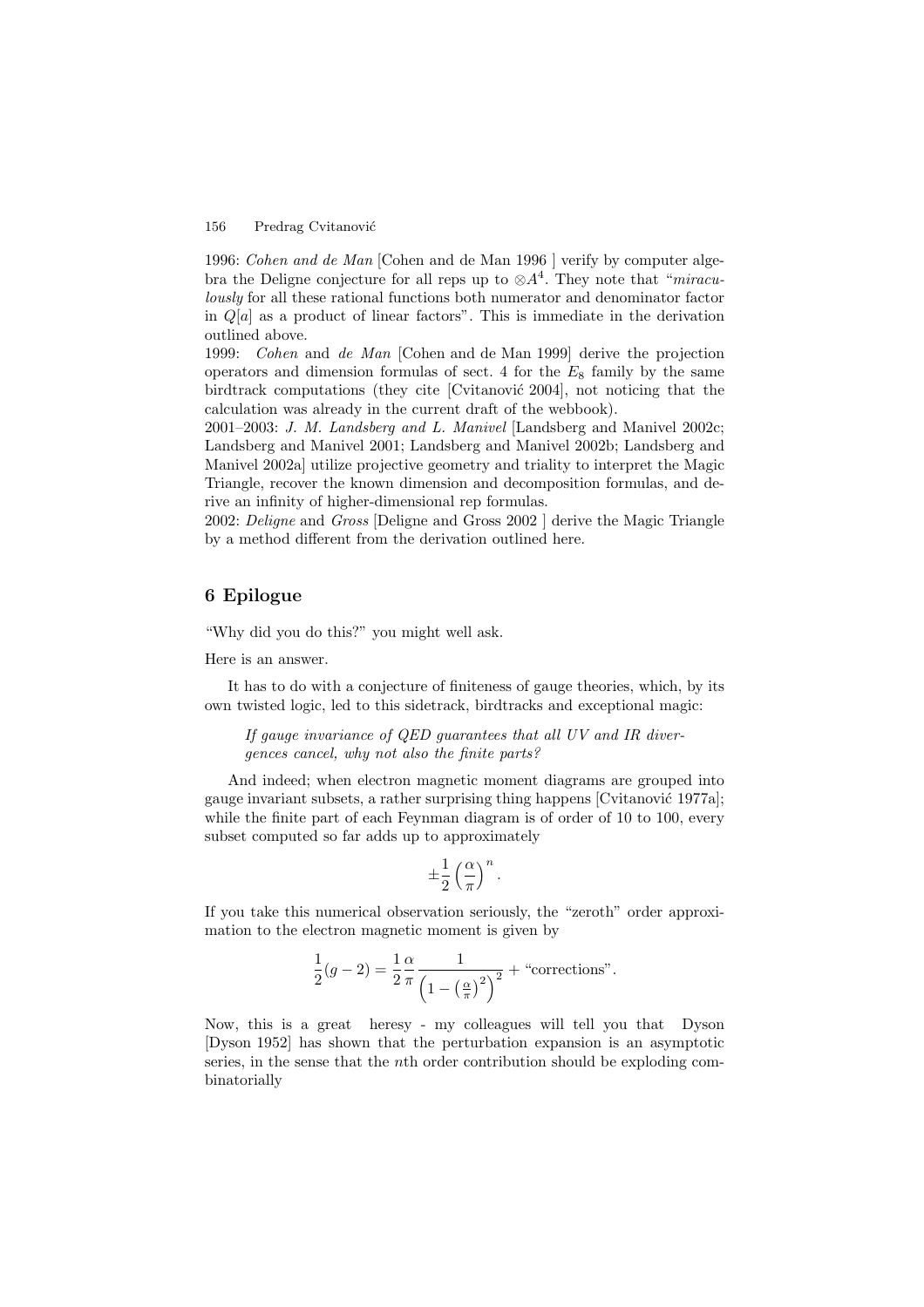1996: *Cohen and de Man* [Cohen and de Man 1996 ] verify by computer algebra the Deligne conjecture for all reps up to $\otimes A^4$. They note that "*miraculously* for all these rational functions both numerator and denominator factor in $Q[a]$ as a product of linear factors". This is immediate in the derivation outlined above.

1999: *Cohen* and *de Man* [Cohen and de Man 1999] derive the projection operators and dimension formulas of sect. 4 for the $E_8$ family by the same birdtrack computations (they cite [Cvitanović 2004], not noticing that the calculation was already in the current draft of the webbook).

2001–2003: *J. M. Landsberg and L. Manivel* [Landsberg and Manivel 2002c; Landsberg and Manivel 2001; Landsberg and Manivel 2002b; Landsberg and Manivel 2002a] utilize projective geometry and triality to interpret the Magic Triangle, recover the known dimension and decomposition formulas, and derive an infinity of higher-dimensional rep formulas.

2002: *Deligne* and *Gross* [Deligne and Gross 2002 ] derive the Magic Triangle by a method different from the derivation outlined here.

## 6 Epilogue

"Why did you do this?" you might well ask.

Here is an answer.

It has to do with a conjecture of finiteness of gauge theories, which, by its own twisted logic, led to this sidetrack, birdtracks and exceptional magic:

> *If gauge invariance of QED guarantees that all UV and IR divergences cancel, why not also the finite parts?*

And indeed; when electron magnetic moment diagrams are grouped into gauge invariant subsets, a rather surprising thing happens [Cvitanović 1977a]; while the finite part of each Feynman diagram is of order of 10 to 100, every subset computed so far adds up to approximately

$$\pm\frac{1}{2}\left(\frac{\alpha}{\pi}\right)^n .$$

If you take this numerical observation seriously, the "zeroth" order approximation to the electron magnetic moment is given by

$$\frac{1}{2}(g-2) = \frac{1}{2}\frac{\alpha}{\pi}\frac{1}{\left(1-\left(\frac{\alpha}{\pi}\right)^2\right)^2} + \text{"corrections"}.$$

Now, this is a great heresy - my colleagues will tell you that Dyson [Dyson 1952] has shown that the perturbation expansion is an asymptotic series, in the sense that the $n$th order contribution should be exploding combinatorially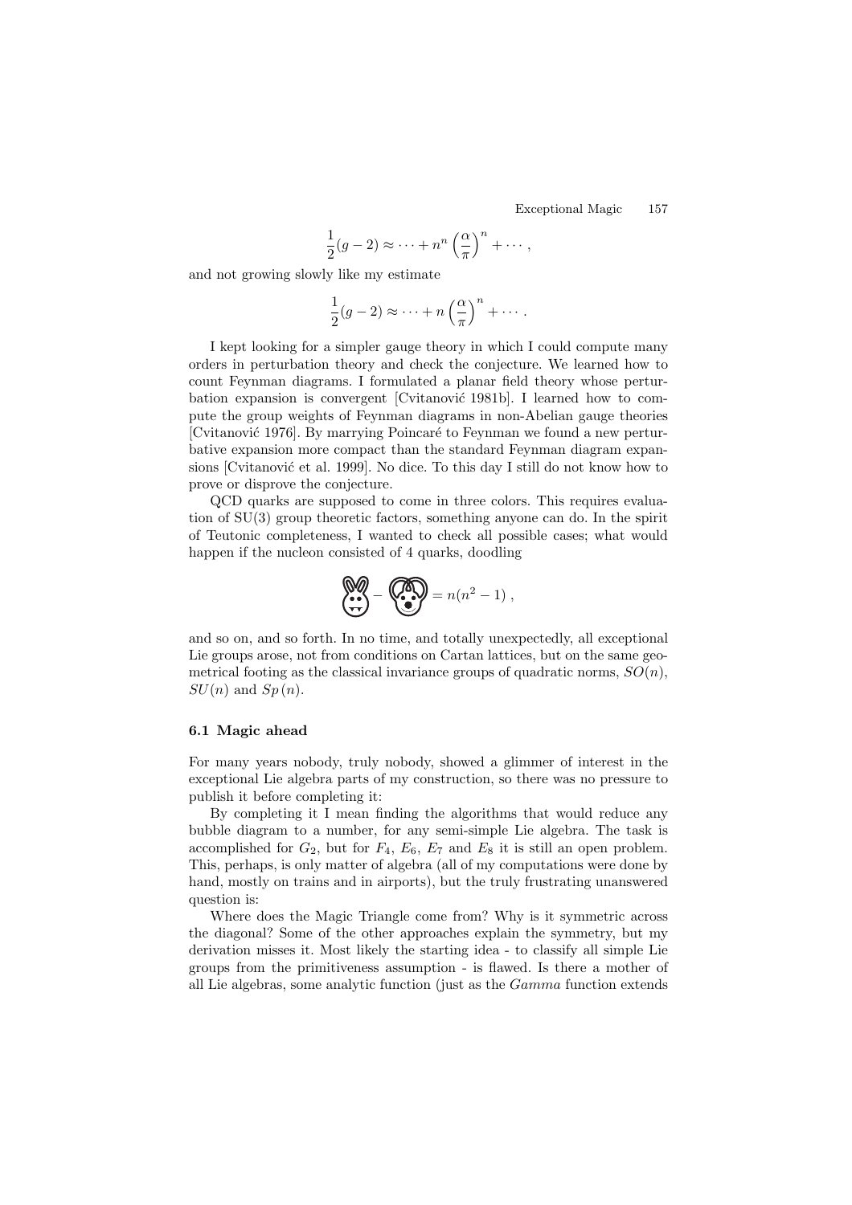$$\frac{1}{2}(g-2) \approx \cdots + n^n \left(\frac{\alpha}{\pi}\right)^n + \cdots ,$$

and not growing slowly like my estimate

$$\frac{1}{2}(g-2) \approx \cdots + n \left(\frac{\alpha}{\pi}\right)^n + \cdots .$$

I kept looking for a simpler gauge theory in which I could compute many orders in perturbation theory and check the conjecture. We learned how to count Feynman diagrams. I formulated a planar field theory whose perturbation expansion is convergent [Cvitanović 1981b]. I learned how to compute the group weights of Feynman diagrams in non-Abelian gauge theories [Cvitanović 1976]. By marrying Poincaré to Feynman we found a new perturbative expansion more compact than the standard Feynman diagram expansions [Cvitanović et al. 1999]. No dice. To this day I still do not know how to prove or disprove the conjecture.

QCD quarks are supposed to come in three colors. This requires evaluation of SU(3) group theoretic factors, something anyone can do. In the spirit of Teutonic completeness, I wanted to check all possible cases; what would happen if the nucleon consisted of 4 quarks, doodling

$$\text{[diagram]} - \text{[diagram]} = n(n^2-1) ,$$

and so on, and so forth. In no time, and totally unexpectedly, all exceptional Lie groups arose, not from conditions on Cartan lattices, but on the same geometrical footing as the classical invariance groups of quadratic norms, $SO(n)$, $SU(n)$ and $Sp(n)$.

### 6.1 Magic ahead

For many years nobody, truly nobody, showed a glimmer of interest in the exceptional Lie algebra parts of my construction, so there was no pressure to publish it before completing it:

By completing it I mean finding the algorithms that would reduce any bubble diagram to a number, for any semi-simple Lie algebra. The task is accomplished for $G_2$, but for $F_4$, $E_6$, $E_7$ and $E_8$ it is still an open problem. This, perhaps, is only matter of algebra (all of my computations were done by hand, mostly on trains and in airports), but the truly frustrating unanswered question is:

Where does the Magic Triangle come from? Why is it symmetric across the diagonal? Some of the other approaches explain the symmetry, but my derivation misses it. Most likely the starting idea - to classify all simple Lie groups from the primitiveness assumption - is flawed. Is there a mother of all Lie algebras, some analytic function (just as the *Gamma* function extends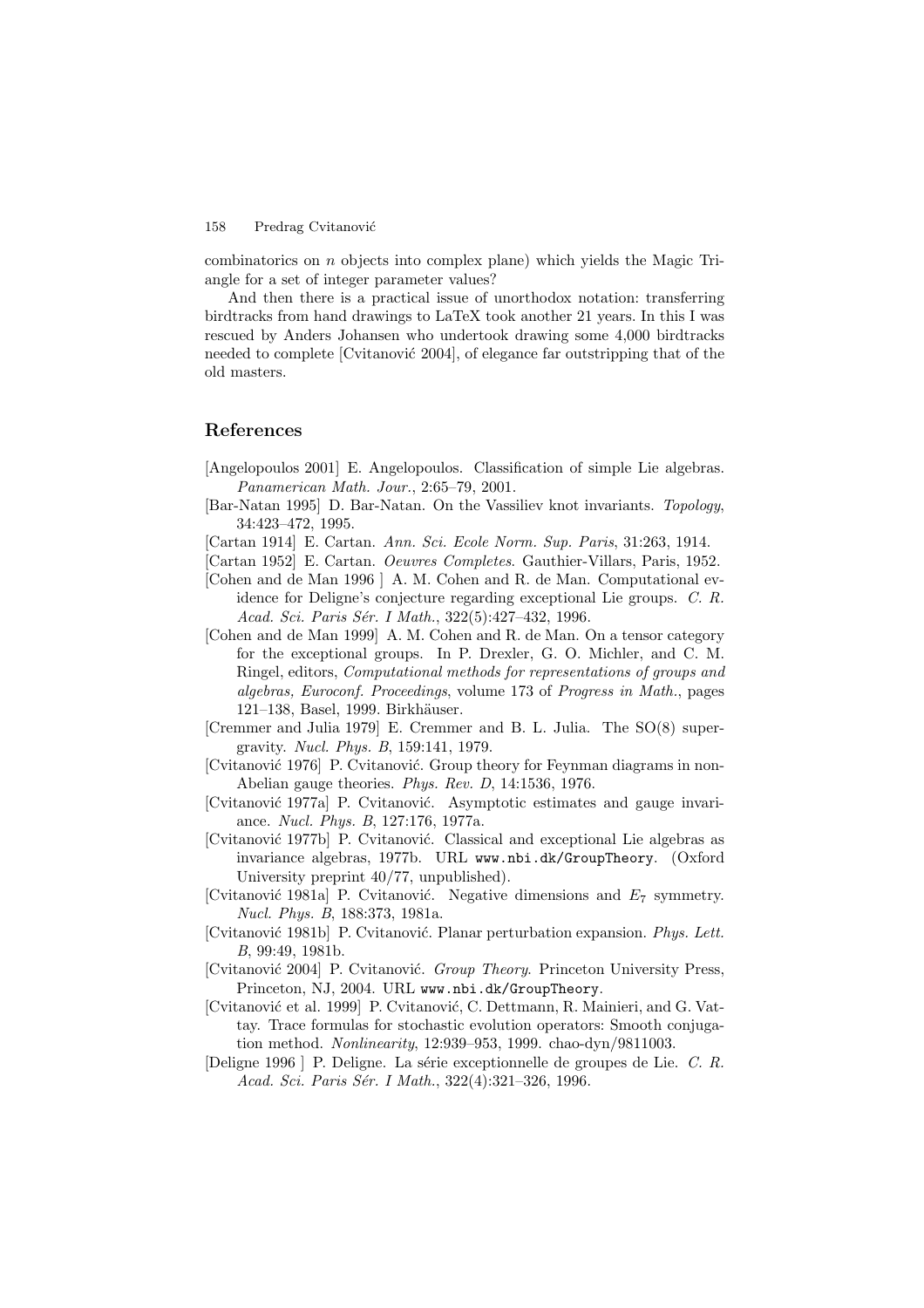combinatorics on $n$ objects into complex plane) which yields the Magic Triangle for a set of integer parameter values?

And then there is a practical issue of unorthodox notation: transferring birdtracks from hand drawings to LaTeX took another 21 years. In this I was rescued by Anders Johansen who undertook drawing some 4,000 birdtracks needed to complete [Cvitanović 2004], of elegance far outstripping that of the old masters.

## References

[Angelopoulos 2001] E. Angelopoulos. Classification of simple Lie algebras. *Panamerican Math. Jour.*, 2:65–79, 2001.

[Bar-Natan 1995] D. Bar-Natan. On the Vassiliev knot invariants. *Topology*, 34:423–472, 1995.

[Cartan 1914] E. Cartan. *Ann. Sci. Ecole Norm. Sup. Paris*, 31:263, 1914.

[Cartan 1952] E. Cartan. *Oeuvres Completes*. Gauthier-Villars, Paris, 1952.

[Cohen and de Man 1996 ] A. M. Cohen and R. de Man. Computational evidence for Deligne's conjecture regarding exceptional Lie groups. *C. R. Acad. Sci. Paris Sér. I Math.*, 322(5):427–432, 1996.

[Cohen and de Man 1999] A. M. Cohen and R. de Man. On a tensor category for the exceptional groups. In P. Drexler, G. O. Michler, and C. M. Ringel, editors, *Computational methods for representations of groups and algebras, Euroconf. Proceedings*, volume 173 of *Progress in Math.*, pages 121–138, Basel, 1999. Birkhäuser.

[Cremmer and Julia 1979] E. Cremmer and B. L. Julia. The SO(8) supergravity. *Nucl. Phys. B*, 159:141, 1979.

[Cvitanović 1976] P. Cvitanović. Group theory for Feynman diagrams in non-Abelian gauge theories. *Phys. Rev. D*, 14:1536, 1976.

[Cvitanović 1977a] P. Cvitanović. Asymptotic estimates and gauge invariance. *Nucl. Phys. B*, 127:176, 1977a.

[Cvitanović 1977b] P. Cvitanović. Classical and exceptional Lie algebras as invariance algebras, 1977b. URL `www.nbi.dk/GroupTheory`. (Oxford University preprint 40/77, unpublished).

[Cvitanović 1981a] P. Cvitanović. Negative dimensions and $E_7$ symmetry. *Nucl. Phys. B*, 188:373, 1981a.

[Cvitanović 1981b] P. Cvitanović. Planar perturbation expansion. *Phys. Lett. B*, 99:49, 1981b.

[Cvitanović 2004] P. Cvitanović. *Group Theory*. Princeton University Press, Princeton, NJ, 2004. URL `www.nbi.dk/GroupTheory`.

[Cvitanović et al. 1999] P. Cvitanović, C. Dettmann, R. Mainieri, and G. Vattay. Trace formulas for stochastic evolution operators: Smooth conjugation method. *Nonlinearity*, 12:939–953, 1999. chao-dyn/9811003.

[Deligne 1996 ] P. Deligne. La série exceptionnelle de groupes de Lie. *C. R. Acad. Sci. Paris Sér. I Math.*, 322(4):321–326, 1996.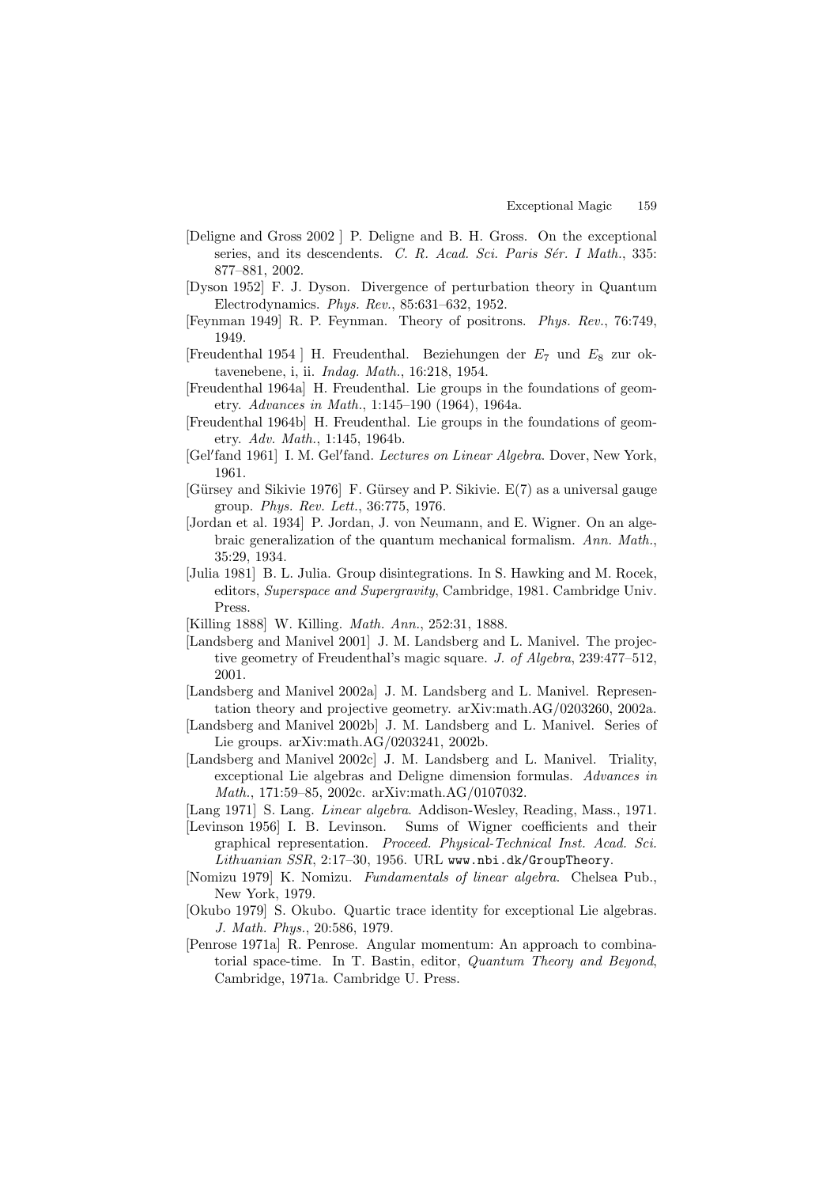[Deligne and Gross 2002 ] P. Deligne and B. H. Gross. On the exceptional series, and its descendents. *C. R. Acad. Sci. Paris Sér. I Math.*, 335: 877–881, 2002.

[Dyson 1952] F. J. Dyson. Divergence of perturbation theory in Quantum Electrodynamics. *Phys. Rev.*, 85:631–632, 1952.

[Feynman 1949] R. P. Feynman. Theory of positrons. *Phys. Rev.*, 76:749, 1949.

[Freudenthal 1954 ] H. Freudenthal. Beziehungen der $E_7$ und $E_8$ zur oktavenebene, i, ii. *Indag. Math.*, 16:218, 1954.

[Freudenthal 1964a] H. Freudenthal. Lie groups in the foundations of geometry. *Advances in Math.*, 1:145–190 (1964), 1964a.

[Freudenthal 1964b] H. Freudenthal. Lie groups in the foundations of geometry. *Adv. Math.*, 1:145, 1964b.

[Gel′fand 1961] I. M. Gel′fand. *Lectures on Linear Algebra*. Dover, New York, 1961.

[Gürsey and Sikivie 1976] F. Gürsey and P. Sikivie. E(7) as a universal gauge group. *Phys. Rev. Lett.*, 36:775, 1976.

[Jordan et al. 1934] P. Jordan, J. von Neumann, and E. Wigner. On an algebraic generalization of the quantum mechanical formalism. *Ann. Math.*, 35:29, 1934.

[Julia 1981] B. L. Julia. Group disintegrations. In S. Hawking and M. Rocek, editors, *Superspace and Supergravity*, Cambridge, 1981. Cambridge Univ. Press.

[Killing 1888] W. Killing. *Math. Ann.*, 252:31, 1888.

[Landsberg and Manivel 2001] J. M. Landsberg and L. Manivel. The projective geometry of Freudenthal's magic square. *J. of Algebra*, 239:477–512, 2001.

[Landsberg and Manivel 2002a] J. M. Landsberg and L. Manivel. Representation theory and projective geometry. arXiv:math.AG/0203260, 2002a.

[Landsberg and Manivel 2002b] J. M. Landsberg and L. Manivel. Series of Lie groups. arXiv:math.AG/0203241, 2002b.

[Landsberg and Manivel 2002c] J. M. Landsberg and L. Manivel. Triality, exceptional Lie algebras and Deligne dimension formulas. *Advances in Math.*, 171:59–85, 2002c. arXiv:math.AG/0107032.

[Lang 1971] S. Lang. *Linear algebra*. Addison-Wesley, Reading, Mass., 1971.

[Levinson 1956] I. B. Levinson. Sums of Wigner coefficients and their graphical representation. *Proceed. Physical-Technical Inst. Acad. Sci. Lithuanian SSR*, 2:17–30, 1956. URL `www.nbi.dk/GroupTheory`.

[Nomizu 1979] K. Nomizu. *Fundamentals of linear algebra*. Chelsea Pub., New York, 1979.

[Okubo 1979] S. Okubo. Quartic trace identity for exceptional Lie algebras. *J. Math. Phys.*, 20:586, 1979.

[Penrose 1971a] R. Penrose. Angular momentum: An approach to combinatorial space-time. In T. Bastin, editor, *Quantum Theory and Beyond*, Cambridge, 1971a. Cambridge U. Press.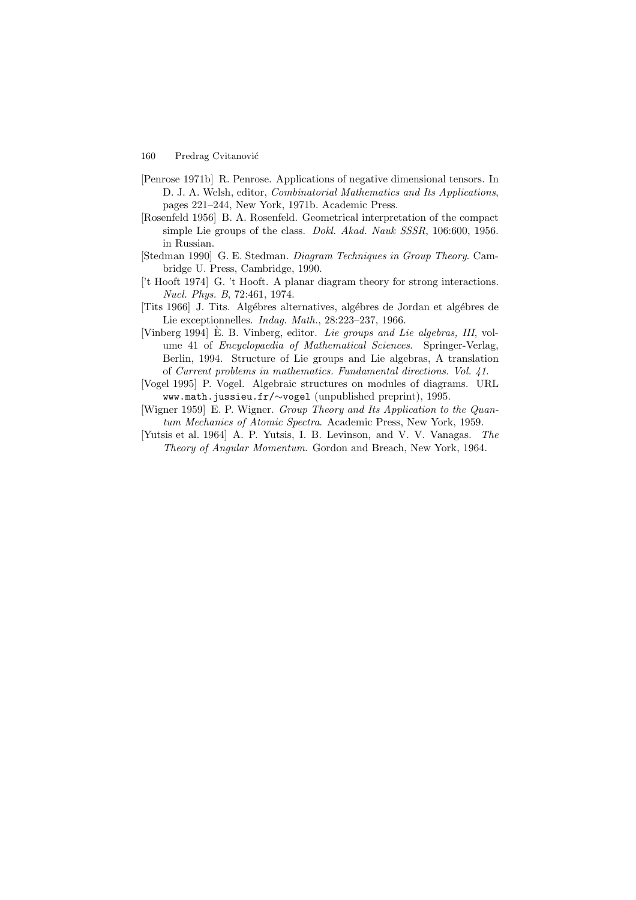[Penrose 1971b] R. Penrose. Applications of negative dimensional tensors. In D. J. A. Welsh, editor, *Combinatorial Mathematics and Its Applications*, pages 221–244, New York, 1971b. Academic Press.

[Rosenfeld 1956] B. A. Rosenfeld. Geometrical interpretation of the compact simple Lie groups of the class. *Dokl. Akad. Nauk SSSR*, 106:600, 1956. in Russian.

[Stedman 1990] G. E. Stedman. *Diagram Techniques in Group Theory*. Cambridge U. Press, Cambridge, 1990.

['t Hooft 1974] G. 't Hooft. A planar diagram theory for strong interactions. *Nucl. Phys. B*, 72:461, 1974.

[Tits 1966] J. Tits. Algébres alternatives, algébres de Jordan et algébres de Lie exceptionnelles. *Indag. Math.*, 28:223–237, 1966.

[Vinberg 1994] È. B. Vinberg, editor. *Lie groups and Lie algebras, III*, volume 41 of *Encyclopaedia of Mathematical Sciences*. Springer-Verlag, Berlin, 1994. Structure of Lie groups and Lie algebras, A translation of *Current problems in mathematics. Fundamental directions. Vol. 41*.

[Vogel 1995] P. Vogel. Algebraic structures on modules of diagrams. URL `www.math.jussieu.fr/∼vogel` (unpublished preprint), 1995.

[Wigner 1959] E. P. Wigner. *Group Theory and Its Application to the Quantum Mechanics of Atomic Spectra*. Academic Press, New York, 1959.

[Yutsis et al. 1964] A. P. Yutsis, I. B. Levinson, and V. V. Vanagas. *The Theory of Angular Momentum*. Gordon and Breach, New York, 1964.